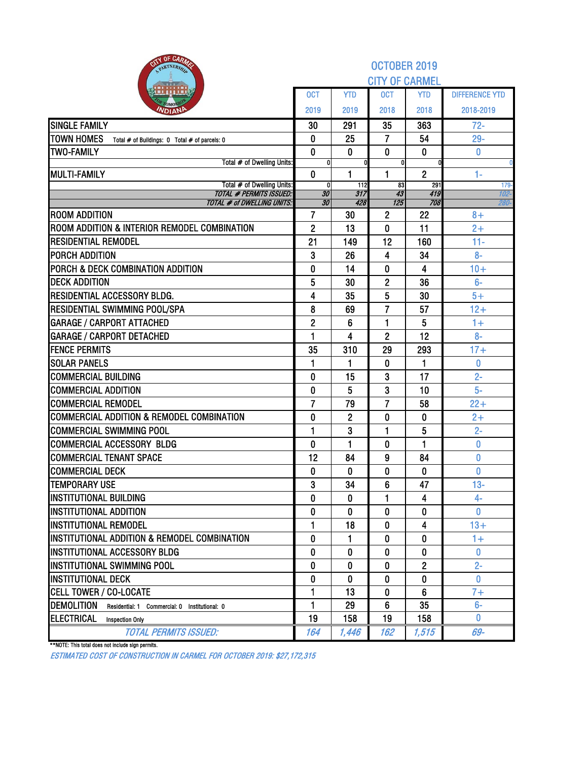# OCTOBER 2019
## CITY OF CARMEL

| | OCT 2019 | YTD 2019 | OCT 2018 | YTD 2018 | DIFFERENCE YTD 2018-2019 |
|---|---|---|---|---|---|
| SINGLE FAMILY | 30 | 291 | 35 | 363 | 72- |
| TOWN HOMES Total # of Buildings: 0 Total # of parcels: 0 | 0 | 25 | 7 | 54 | 29- |
| TWO-FAMILY | 0 | 0 | 0 | 0 | 0 |
| Total # of Dwelling Units: | 0 | 0 | 0 | 0 | 0 |
| MULTI-FAMILY | 0 | 1 | 1 | 2 | 1- |
| Total # of Dwelling Units: | 0 | 112 | 83 | 291 | 179- |
| *TOTAL # PERMITS ISSUED:* | *30* | *317* | *43* | *419* | *102-* |
| *TOTAL # of DWELLING UNITS:* | *30* | *428* | *125* | *708* | *280-* |
| ROOM ADDITION | 7 | 30 | 2 | 22 | 8+ |
| ROOM ADDITION & INTERIOR REMODEL COMBINATION | 2 | 13 | 0 | 11 | 2+ |
| RESIDENTIAL REMODEL | 21 | 149 | 12 | 160 | 11- |
| PORCH ADDITION | 3 | 26 | 4 | 34 | 8- |
| PORCH & DECK COMBINATION ADDITION | 0 | 14 | 0 | 4 | 10+ |
| DECK ADDITION | 5 | 30 | 2 | 36 | 6- |
| RESIDENTIAL ACCESSORY BLDG. | 4 | 35 | 5 | 30 | 5+ |
| RESIDENTIAL SWIMMING POOL/SPA | 8 | 69 | 7 | 57 | 12+ |
| GARAGE / CARPORT ATTACHED | 2 | 6 | 1 | 5 | 1+ |
| GARAGE / CARPORT DETACHED | 1 | 4 | 2 | 12 | 8- |
| FENCE PERMITS | 35 | 310 | 29 | 293 | 17+ |
| SOLAR PANELS | 1 | 1 | 0 | 1 | 0 |
| COMMERCIAL BUILDING | 0 | 15 | 3 | 17 | 2- |
| COMMERCIAL ADDITION | 0 | 5 | 3 | 10 | 5- |
| COMMERCIAL REMODEL | 7 | 79 | 7 | 58 | 22+ |
| COMMERCIAL ADDITION & REMODEL COMBINATION | 0 | 2 | 0 | 0 | 2+ |
| COMMERCIAL SWIMMING POOL | 1 | 3 | 1 | 5 | 2- |
| COMMERCIAL ACCESSORY BLDG | 0 | 1 | 0 | 1 | 0 |
| COMMERCIAL TENANT SPACE | 12 | 84 | 9 | 84 | 0 |
| COMMERCIAL DECK | 0 | 0 | 0 | 0 | 0 |
| TEMPORARY USE | 3 | 34 | 6 | 47 | 13- |
| INSTITUTIONAL BUILDING | 0 | 0 | 1 | 4 | 4- |
| INSTITUTIONAL ADDITION | 0 | 0 | 0 | 0 | 0 |
| INSTITUTIONAL REMODEL | 1 | 18 | 0 | 4 | 13+ |
| INSTITUTIONAL ADDITION & REMODEL COMBINATION | 0 | 1 | 0 | 0 | 1+ |
| INSTITUTIONAL ACCESSORY BLDG | 0 | 0 | 0 | 0 | 0 |
| INSTITUTIONAL SWIMMING POOL | 0 | 0 | 0 | 2 | 2- |
| INSTITUTIONAL DECK | 0 | 0 | 0 | 0 | 0 |
| CELL TOWER / CO-LOCATE | 1 | 13 | 0 | 6 | 7+ |
| DEMOLITION Residential: 1 Commercial: 0 Institutional: 0 | 1 | 29 | 6 | 35 | 6- |
| ELECTRICAL Inspection Only | 19 | 158 | 19 | 158 | 0 |
| *TOTAL PERMITS ISSUED:* | *164* | *1,446* | *162* | *1,515* | *69-* |

**NOTE: This total does not include sign permits.

*ESTIMATED COST OF CONSTRUCTION IN CARMEL FOR OCTOBER 2019: $27,172,315*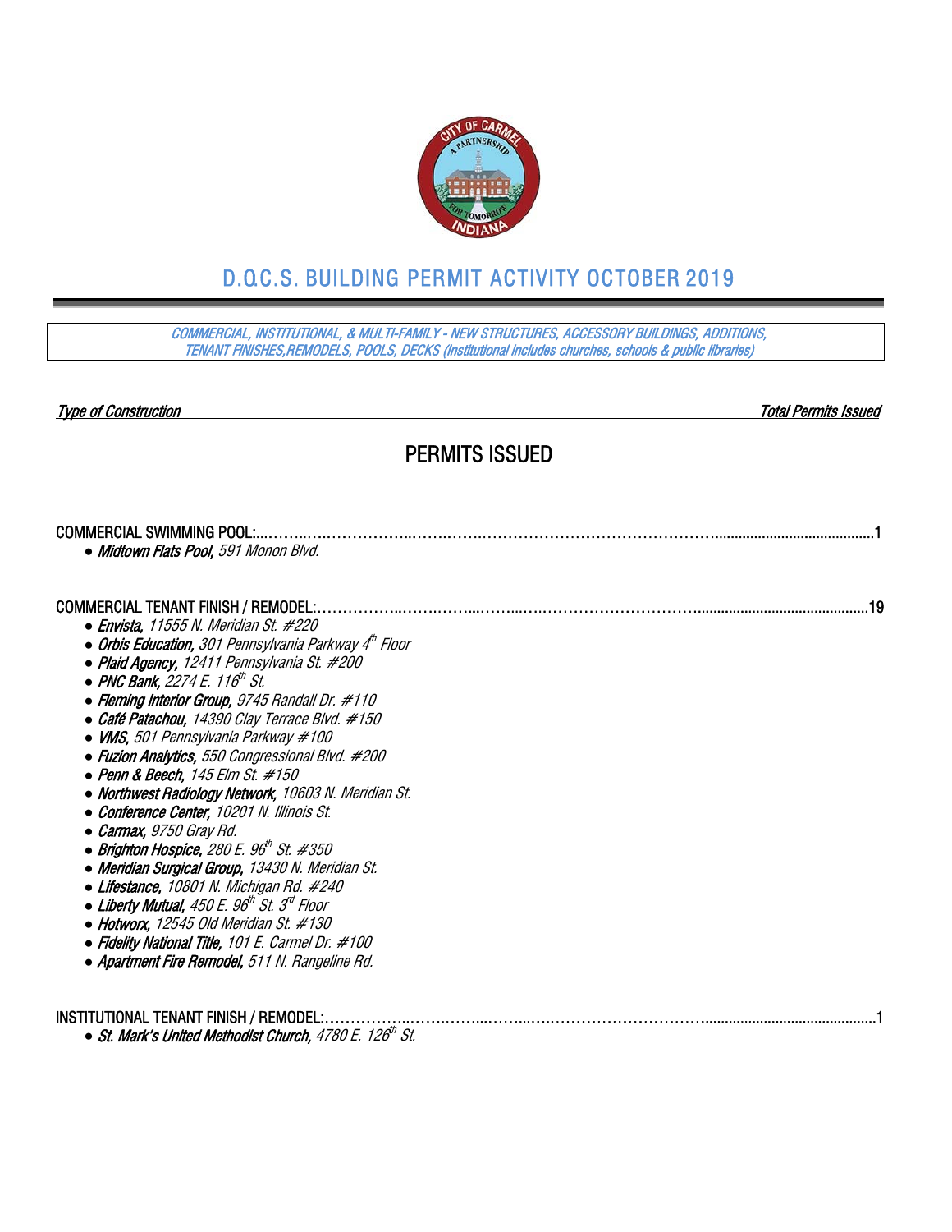# D.O.C.S. BUILDING PERMIT ACTIVITY OCTOBER 2019

*COMMERCIAL, INSTITUTIONAL, & MULTI-FAMILY - NEW STRUCTURES, ACCESSORY BUILDINGS, ADDITIONS, TENANT FINISHES,REMODELS, POOLS, DECKS (Institutional includes churches, schools & public libraries)*

*Type of Construction* — *Total Permits Issued*

## PERMITS ISSUED

COMMERCIAL SWIMMING POOL:...........................................................................................1

- ***Midtown Flats Pool,*** *591 Monon Blvd.*

COMMERCIAL TENANT FINISH / REMODEL:...........................................................................................19

- ***Envista,*** *11555 N. Meridian St. #220*
- ***Orbis Education,*** *301 Pennsylvania Parkway 4th Floor*
- ***Plaid Agency,*** *12411 Pennsylvania St. #200*
- ***PNC Bank,*** *2274 E. 116th St.*
- ***Fleming Interior Group,*** *9745 Randall Dr. #110*
- ***Café Patachou,*** *14390 Clay Terrace Blvd. #150*
- ***VMS,*** *501 Pennsylvania Parkway #100*
- ***Fuzion Analytics,*** *550 Congressional Blvd. #200*
- ***Penn & Beech,*** *145 Elm St. #150*
- ***Northwest Radiology Network,*** *10603 N. Meridian St.*
- ***Conference Center,*** *10201 N. Illinois St.*
- ***Carmax,*** *9750 Gray Rd.*
- ***Brighton Hospice,*** *280 E. 96th St. #350*
- ***Meridian Surgical Group,*** *13430 N. Meridian St.*
- ***Lifestance,*** *10801 N. Michigan Rd. #240*
- ***Liberty Mutual,*** *450 E. 96th St. 3rd Floor*
- ***Hotworx,*** *12545 Old Meridian St. #130*
- ***Fidelity National Title,*** *101 E. Carmel Dr. #100*
- ***Apartment Fire Remodel,*** *511 N. Rangeline Rd.*

INSTITUTIONAL TENANT FINISH / REMODEL:...........................................................................................1

- ***St. Mark's United Methodist Church,*** *4780 E. 126th St.*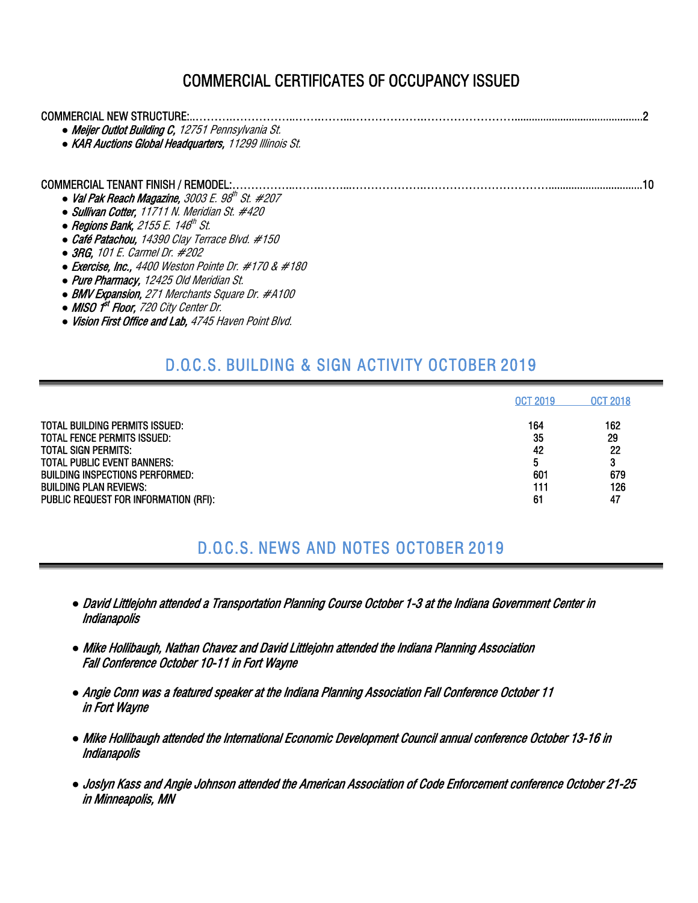# COMMERCIAL CERTIFICATES OF OCCUPANCY ISSUED

COMMERCIAL NEW STRUCTURE:......................................................................................................................2

- ***Meijer Outlot Building C,*** *12751 Pennsylvania St.*
- ***KAR Auctions Global Headquarters,*** *11299 Illinois St.*

COMMERCIAL TENANT FINISH / REMODEL:.......................................................................................................10

- ***Val Pak Reach Magazine,*** *3003 E. 98th St. #207*
- ***Sullivan Cotter,*** *11711 N. Meridian St. #420*
- ***Regions Bank,*** *2155 E. 146th St.*
- ***Café Patachou,*** *14390 Clay Terrace Blvd. #150*
- ***3RG,*** *101 E. Carmel Dr. #202*
- ***Exercise, Inc.,*** *4400 Weston Pointe Dr. #170 & #180*
- ***Pure Pharmacy,*** *12425 Old Meridian St.*
- ***BMV Expansion,*** *271 Merchants Square Dr. #A100*
- ***MISO 1st Floor,*** *720 City Center Dr.*
- ***Vision First Office and Lab,*** *4745 Haven Point Blvd.*

## D.O.C.S. BUILDING & SIGN ACTIVITY OCTOBER 2019

| | OCT 2019 | OCT 2018 |
|---|---|---|
| TOTAL BUILDING PERMITS ISSUED: | 164 | 162 |
| TOTAL FENCE PERMITS ISSUED: | 35 | 29 |
| TOTAL SIGN PERMITS: | 42 | 22 |
| TOTAL PUBLIC EVENT BANNERS: | 5 | 3 |
| BUILDING INSPECTIONS PERFORMED: | 601 | 679 |
| BUILDING PLAN REVIEWS: | 111 | 126 |
| PUBLIC REQUEST FOR INFORMATION (RFI): | 61 | 47 |

## D.O.C.S. NEWS AND NOTES OCTOBER 2019

- *David Littlejohn attended a Transportation Planning Course October 1-3 at the Indiana Government Center in Indianapolis*
- *Mike Hollibaugh, Nathan Chavez and David Littlejohn attended the Indiana Planning Association Fall Conference October 10-11 in Fort Wayne*
- *Angie Conn was a featured speaker at the Indiana Planning Association Fall Conference October 11 in Fort Wayne*
- *Mike Hollibaugh attended the International Economic Development Council annual conference October 13-16 in Indianapolis*
- *Joslyn Kass and Angie Johnson attended the American Association of Code Enforcement conference October 21-25 in Minneapolis, MN*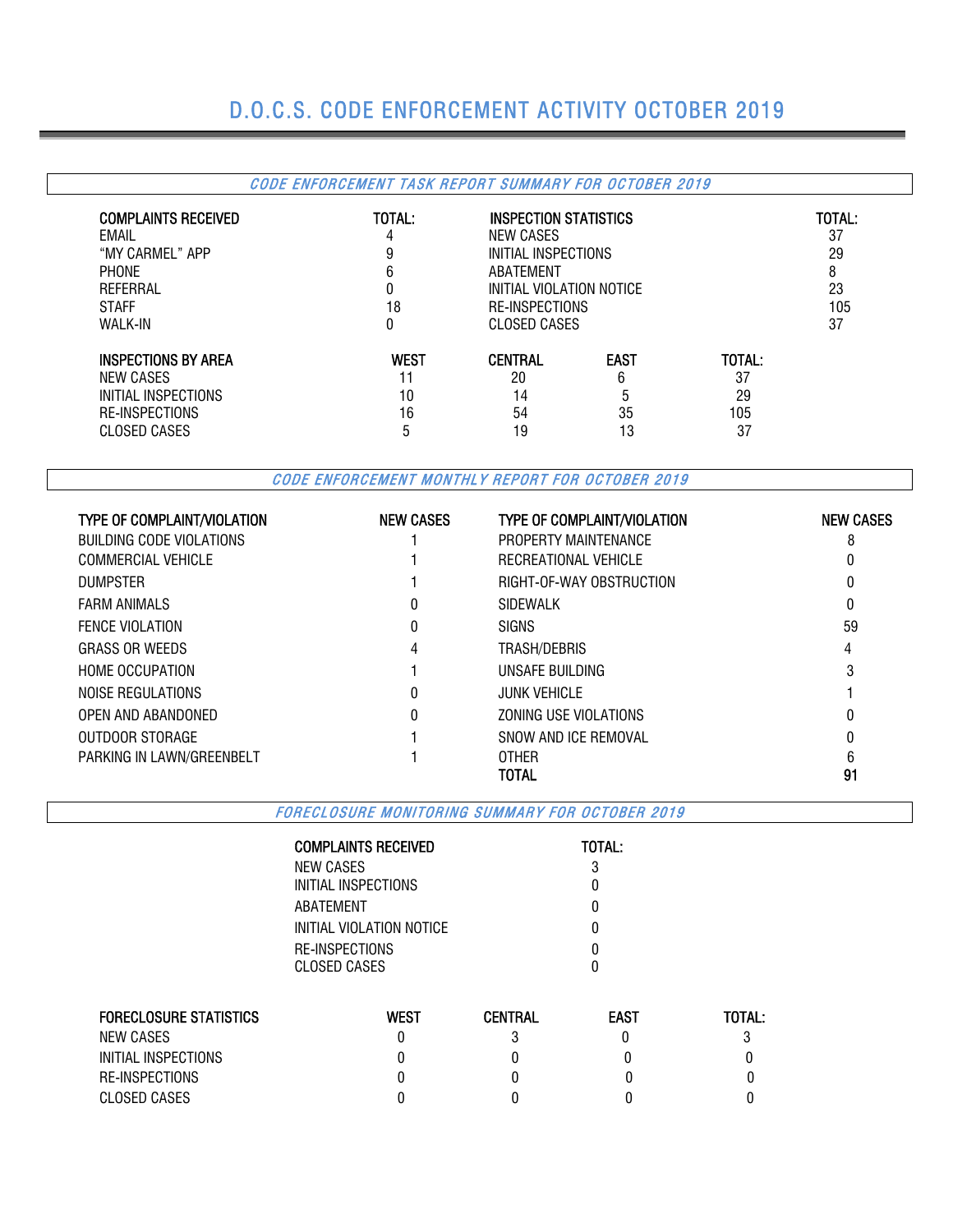# D.O.C.S. CODE ENFORCEMENT ACTIVITY OCTOBER 2019

## *CODE ENFORCEMENT TASK REPORT SUMMARY FOR OCTOBER 2019*

| COMPLAINTS RECEIVED | TOTAL: | INSPECTION STATISTICS | TOTAL: |
|---|---|---|---|
| EMAIL | 4 | NEW CASES | 37 |
| "MY CARMEL" APP | 9 | INITIAL INSPECTIONS | 29 |
| PHONE | 6 | ABATEMENT | 8 |
| REFERRAL | 0 | INITIAL VIOLATION NOTICE | 23 |
| STAFF | 18 | RE-INSPECTIONS | 105 |
| WALK-IN | 0 | CLOSED CASES | 37 |

| INSPECTIONS BY AREA | WEST | CENTRAL | EAST | TOTAL: |
|---|---|---|---|---|
| NEW CASES | 11 | 20 | 6 | 37 |
| INITIAL INSPECTIONS | 10 | 14 | 5 | 29 |
| RE-INSPECTIONS | 16 | 54 | 35 | 105 |
| CLOSED CASES | 5 | 19 | 13 | 37 |

## *CODE ENFORCEMENT MONTHLY REPORT FOR OCTOBER 2019*

| TYPE OF COMPLAINT/VIOLATION | NEW CASES | TYPE OF COMPLAINT/VIOLATION | NEW CASES |
|---|---|---|---|
| BUILDING CODE VIOLATIONS | 1 | PROPERTY MAINTENANCE | 8 |
| COMMERCIAL VEHICLE | 1 | RECREATIONAL VEHICLE | 0 |
| DUMPSTER | 1 | RIGHT-OF-WAY OBSTRUCTION | 0 |
| FARM ANIMALS | 0 | SIDEWALK | 0 |
| FENCE VIOLATION | 0 | SIGNS | 59 |
| GRASS OR WEEDS | 4 | TRASH/DEBRIS | 4 |
| HOME OCCUPATION | 1 | UNSAFE BUILDING | 3 |
| NOISE REGULATIONS | 0 | JUNK VEHICLE | 1 |
| OPEN AND ABANDONED | 0 | ZONING USE VIOLATIONS | 0 |
| OUTDOOR STORAGE | 1 | SNOW AND ICE REMOVAL | 0 |
| PARKING IN LAWN/GREENBELT | 1 | OTHER | 6 |
| | | **TOTAL** | **91** |

## *FORECLOSURE MONITORING SUMMARY FOR OCTOBER 2019*

| COMPLAINTS RECEIVED | TOTAL: |
|---|---|
| NEW CASES | 3 |
| INITIAL INSPECTIONS | 0 |
| ABATEMENT | 0 |
| INITIAL VIOLATION NOTICE | 0 |
| RE-INSPECTIONS | 0 |
| CLOSED CASES | 0 |

| FORECLOSURE STATISTICS | WEST | CENTRAL | EAST | TOTAL: |
|---|---|---|---|---|
| NEW CASES | 0 | 3 | 0 | 3 |
| INITIAL INSPECTIONS | 0 | 0 | 0 | 0 |
| RE-INSPECTIONS | 0 | 0 | 0 | 0 |
| CLOSED CASES | 0 | 0 | 0 | 0 |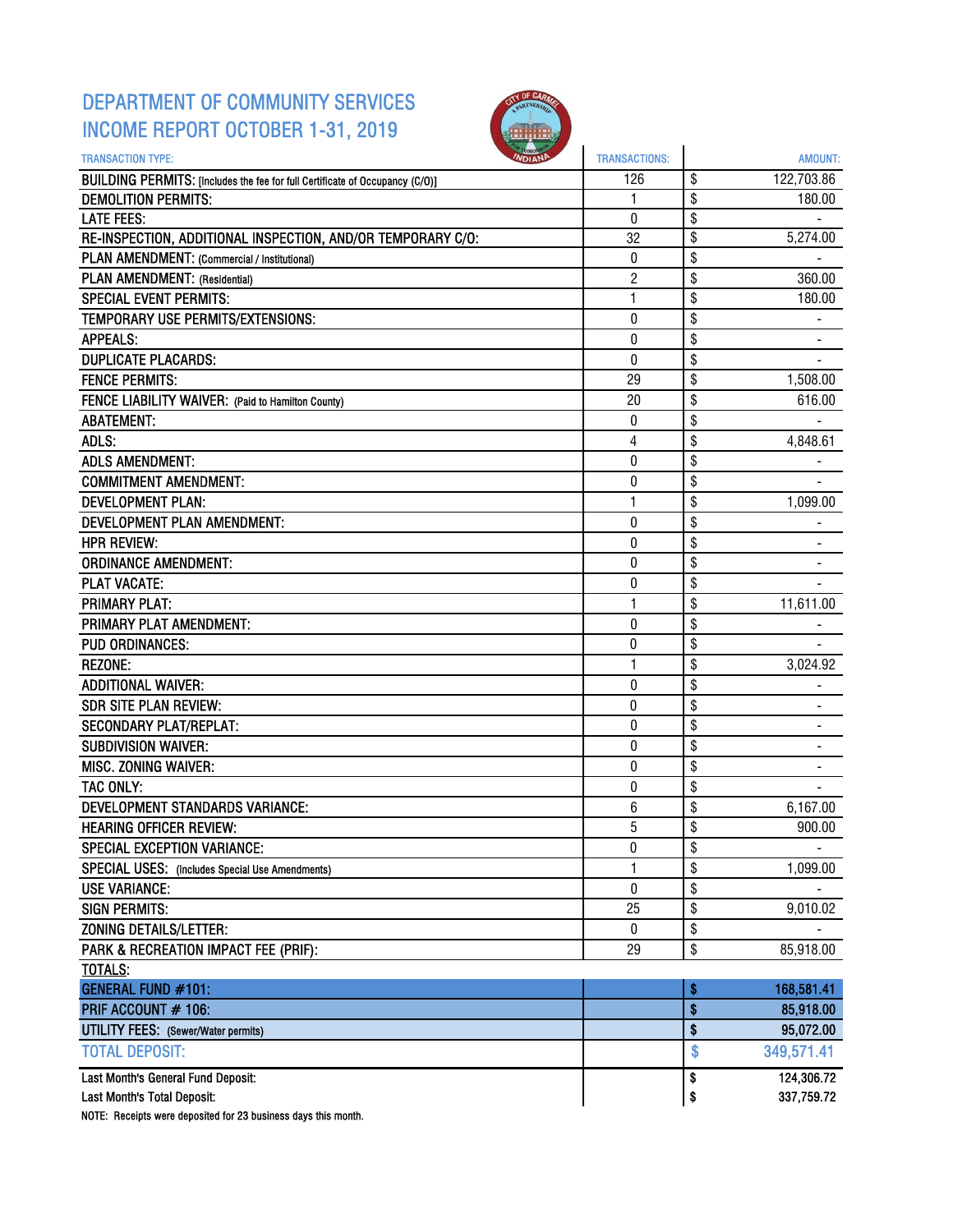# DEPARTMENT OF COMMUNITY SERVICES
# INCOME REPORT OCTOBER 1-31, 2019

| TRANSACTION TYPE: | TRANSACTIONS: | AMOUNT: |
|---|---|---|
| BUILDING PERMITS: [Includes the fee for full Certificate of Occupancy (C/O)] | 126 | $ 122,703.86 |
| DEMOLITION PERMITS: | 1 | $ 180.00 |
| LATE FEES: | 0 | $ - |
| RE-INSPECTION, ADDITIONAL INSPECTION, AND/OR TEMPORARY C/O: | 32 | $ 5,274.00 |
| PLAN AMENDMENT: (Commercial / Institutional) | 0 | $ - |
| PLAN AMENDMENT: (Residential) | 2 | $ 360.00 |
| SPECIAL EVENT PERMITS: | 1 | $ 180.00 |
| TEMPORARY USE PERMITS/EXTENSIONS: | 0 | $ - |
| APPEALS: | 0 | $ - |
| DUPLICATE PLACARDS: | 0 | $ - |
| FENCE PERMITS: | 29 | $ 1,508.00 |
| FENCE LIABILITY WAIVER: (Paid to Hamilton County) | 20 | $ 616.00 |
| ABATEMENT: | 0 | $ - |
| ADLS: | 4 | $ 4,848.61 |
| ADLS AMENDMENT: | 0 | $ - |
| COMMITMENT AMENDMENT: | 0 | $ - |
| DEVELOPMENT PLAN: | 1 | $ 1,099.00 |
| DEVELOPMENT PLAN AMENDMENT: | 0 | $ - |
| HPR REVIEW: | 0 | $ - |
| ORDINANCE AMENDMENT: | 0 | $ - |
| PLAT VACATE: | 0 | $ - |
| PRIMARY PLAT: | 1 | $ 11,611.00 |
| PRIMARY PLAT AMENDMENT: | 0 | $ - |
| PUD ORDINANCES: | 0 | $ - |
| REZONE: | 1 | $ 3,024.92 |
| ADDITIONAL WAIVER: | 0 | $ - |
| SDR SITE PLAN REVIEW: | 0 | $ - |
| SECONDARY PLAT/REPLAT: | 0 | $ - |
| SUBDIVISION WAIVER: | 0 | $ - |
| MISC. ZONING WAIVER: | 0 | $ - |
| TAC ONLY: | 0 | $ - |
| DEVELOPMENT STANDARDS VARIANCE: | 6 | $ 6,167.00 |
| HEARING OFFICER REVIEW: | 5 | $ 900.00 |
| SPECIAL EXCEPTION VARIANCE: | 0 | $ - |
| SPECIAL USES: (Includes Special Use Amendments) | 1 | $ 1,099.00 |
| USE VARIANCE: | 0 | $ - |
| SIGN PERMITS: | 25 | $ 9,010.02 |
| ZONING DETAILS/LETTER: | 0 | $ - |
| PARK & RECREATION IMPACT FEE (PRIF): | 29 | $ 85,918.00 |
| TOTALS: | | |
| **GENERAL FUND #101:** | | **$ 168,581.41** |
| PRIF ACCOUNT # 106: | | **$ 85,918.00** |
| UTILITY FEES: (Sewer/Water permits) | | **$ 95,072.00** |
| **TOTAL DEPOSIT:** | | **$ 349,571.41** |
| Last Month's General Fund Deposit: | | $ 124,306.72 |
| Last Month's Total Deposit: | | $ 337,759.72 |

NOTE: Receipts were deposited for 23 business days this month.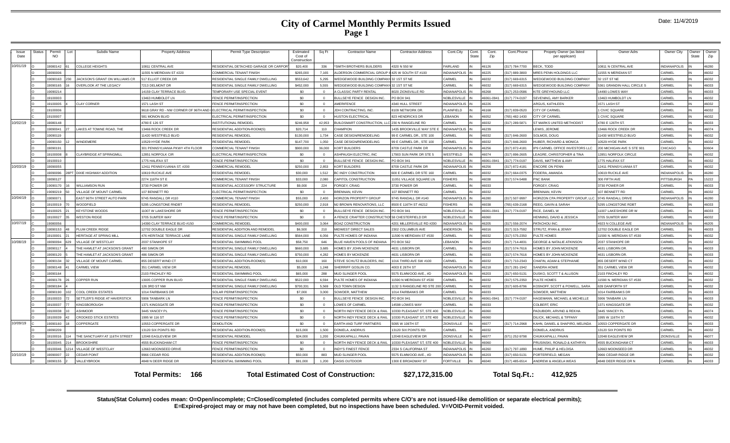# City of Carmel Monthly Permits Issued

## Page 1

Date: 11/4/2019

| Issue Date | Status | Permit NO | Lot | Subdiv Name | Property Address | Permit Type Description | Estimated Cost of Construction | Sq Ft | Contractor Name | Contractor Address | Cont.City | Cont. State | Cont. Zip | Cont.Phone | Propety Owner (as listed per applicant) | Owner Adrs | Owner City | Owner State | Owner Zip |
|---|---|---|---|---|---|---|---|---|---|---|---|---|---|---|---|---|---|---|---|
| 10/01/19 | O | 19080142 | 61 | COLLEGE HEIGHTS | 10811 CENTRAL AVE | RESIDENTIAL DETACHED GARAGE OR CARPORT | $20,400 | 336 | *SMITH BROTHERS BUILDERS | 4320 N 550 W | FAIRLAND | IN | 46126 | (317) 784-7700 | BECK, TODD | 10811 N CENTRAL AVE | INDIANAPOLIS | IN | 46280 |
| | O | 19090006 | | | 11555 N MERIDIAN ST #220 | COMMERCIAL TENANT FINISH | $265,000 | 7,165 | ALDERSON COMMERCIAL GROUP I | 425 W SOUTH ST #100 | INDIANAPOLIS | IN | 46225 | (317) 889-3800 | MRES PENN HOLDINGS LLC | 11555 N MERIDIAN ST | CARMEL | IN | 46032 |
| | O | 19090163 | 230 | JACKSON'S GRANT ON WILLIAMS CR | 517 ELLIOT CREEK DR | RESIDENTIAL SINGLE FAMILY DWELLING | $553,642 | 5,295 | WEDGEWOOD BUILDING COMPANY | 32 1ST ST NE | CARMEL | IN | 46032 | (317) 669-6315 | WEDGEWOOD BUILDING COMPANY | 32 1ST ST NE | CARMEL | IN | 46032 |
| | O | 19090165 | 16 | OVERLOOK AT THE LEGACY | 7213 DELMONT DR | RESIDENTIAL SINGLE FAMILY DWELLING | $452,000 | 5,555 | WEDGEWOOD BUILDING COMPANY | 32 1ST ST NE | CARMEL | IN | 46032 | (317) 669-6315 | WEDGEWOOD BUILDING COMPANY | 5361 GRANDIN HALL CIRCLE S | CARMEL | IN | 46033 |
| | O | 19090214 | | | 14159 CLAY TERRACE BLVD. | TEMPORARY USE SPECIAL EVENT | $0 | 0 | A CLASSIC PARTY RENTAL | 8020 ZIONSVILLE RD | INDIANAPOLIS | IN | 46268 | (317) 253-0586 | KITE GREYHOUND LLC | 14490 LOWES WAY | CARMEL | IN | 46033 |
| | O | 19100003 | | | 13463 HUMBOLDT LN | FENCE PERMIT/INSPECTION | $0 | 0 | BULLSEYE FENCE DESIGN INC. | PO BOX 941 | NOBLESVILLE | IN | 46061-0941 | (317) 774-0197 | SEVENING, AMY BARKER | 13463 HUMBOLDT LN | CARMEL | IN | 46032 |
| | O | 19100005 | 4 | CLAY CORNER | 1571 LASH ST | FENCE PERMIT/INSPECTION | $0 | 0 | AMERIFENCE | 4340 HULL STREET | INDIANAPOLIS | IN | 46226 | | ARGUS, KATHLEEN | 1571 LASH ST | CARMEL | IN | 46032 |
| | C | 19100006 | | | 9618 GRAY RD - NW CORNER OF 96TH AND | ELECTRICAL PERMIT/INSPECTION | $0 | 0 | JDH CONTRACTING, INC. | 8109 NETWORK DR. | PLAINFIELD | IN | 46168 | (317) 839-0520 | CITY OF CARMEL | 1 CIVIC SQUARE | CARMEL | IN | 46032 |
| | C | 19100007 | | | 581 MONON BLVD | ELECTRICAL PERMIT/INSPECTION | $0 | 0 | HUSTON ELECTRICAL | 823 HENDRICKS DR | LEBANON | IN | 46052 | (765) 482-1430 | CITY OF CARMEL | 1 CIVIC SQUARE | CARMEL | IN | 46032 |
| 10/02/19 | O | 19080148 | | | 4780 E 126 ST | INSTITUTIONAL REMODEL | $246,958 | 42,953 | BUILDSMART CONSTRUCTION, LLC | 230 N RANGELINE RD | CARMEL | IN | 46032 | (317) 289-5871 | ST MARKS UNITED METHODIST | 4780 E 126TH ST. | CARMEL | IN | 46033 |
| | O | 19090041 | 27 | LAKES AT TOWNE ROAD, THE | 13466 ROCK CREEK DR | RESIDENTIAL ADDITION-ROOM(S) | $20,714 | 110 | CHAMPION | 1435 BROOKVILLE WAY STE E | INDIANAPOLIS | IN | 46239 | | LEWIS, JEROME | 13466 ROCK CREEK DR | CARMEL | IN | 46074 |
| | O | 19090119 | | | 11420 WESTFIELD BLVD | RESIDENTIAL REMODEL | $130,000 | 1,734 | CASE DESIGN/REMODELING | 99 E CARMEL DR., STE 100 | CARMEL | IN | 46032 | (317) 846-2600 | SOLMOS, DOUG | 11430 WESTFIELD BLVD | CARMEL | IN | 46032 |
| | O | 19090150 | 12 | WINDEMERE | 10529 HYDE PARK | RESIDENTIAL REMODEL | $147,700 | 1,050 | CASE DESIGN/REMODELING | 99 E CARMEL DR., STE 100 | CARMEL | IN | 46032 | (317) 846-2600 | HUBER, RICHARD & MONICA | 10529 HYDE PARK | CARMEL | IN | 46032 |
| | O | 19090191 | | | 301 PENNSYLVANIA PKWY 4TH FLOOR | COMMERCIAL TENANT FINISH | $900,000 | 36,000 | KORT BUILDERS | 8709 CASTLE PARK DR | INDIANAPOLIS | IN | 46256 | (317) 872-4181 | IP9 CARMEL OFFICE INVESTORS LLC | 200 MICHIGAN AVE S STE 901 | CHICAGO | IL | 60604 |
| | O | 19100008 | 8 | CLAYBRIDGE AT SPRINGMILL | 12851 NORFOLK CIR | ELECTRICAL PERMIT/INSPECTION | $0 | 0 | ASHPAUGH ELECTRIC, INC | 17903 SUN PARK DR STE 5 | WESTFIELD | IN | 46074 | (317) 896-2605 | LEAGRE, CHRISTOPHER & TINA | 12851 NORFOLK CIRCLE | CARMEL | IN | 46032 |
| | O | 19100010 | | | 1775 HALIFAX ST | FENCE PERMIT/INSPECTION | $0 | 0 | BULLSEYE FENCE DESIGN INC. | PO BOX 941 | NOBLESVILLE | IN | 46061-0941 | (317) 774-0197 | DAVIS, MATTHEW & AMY | 1775 HALIFAX ST | CARMEL | IN | 46032 |
| 10/03/19 | O | 19090055 | | | 12411 PENNSYLVANIA ST. #200 | COMMERCIAL REMODEL | $250,000 | 2,853 | KORT BUILDERS | 8709 CASTLE PARK DR | INDIANAPOLIS | IN | 46256 | (317) 872-4181 | ENCORE ON PENN | 12411 PENNSYLVANIA ST | CARMEL | IN | 46032 |
| | O | 19090096 | 28PT | DIXIE HIGHWAY ADDITION | 10619 RUCKLE AVE | RESIDENTIAL REMODEL | $30,000 | 1,512 | BC INDY CONSTRUCTION | 600 E CARMEL DR STE 160 | CARMEL | IN | 46032 | (317) 664-0375 | FODERA, AMANDA | 10619 RUCKLE AVE | INDIANAPOLIS | IN | 46280 |
| | O | 19090127 | | | 2274 116TH ST E | COMMERCIAL TENANT FINISH | $33,000 | 2,080 | CAPITOL CONSTRUCTION | 11051 VILLAGE SQUARE LN | FISHERS | IN | 46038 | (317) 574-5488 | PNC BANK | 300 FIFTH AVE | PITTSBURGH | PA | 15222 |
| | C | 19090170 | 16 | WILLIAMSON RUN | 3730 POWER DR | RESIDENTIAL ACCESSORY STRUCTURE | $9,000 | 224 | FORGEY, CRAIG | 3730 POWER DR | CARMEL | IN | 46033 | | FORGEY, CRAIG | 3730 POWER DR | CARMEL | IN | 46033 |
| | C | 19090219 | 50 | VILLAGE OF MOUNT CARMEL | 107 BENNETT RD | ELECTRICAL PERMIT/INSPECTION | $0 | 0 | BRENNAN, KEVIN | 107 BENNETT RD | CARMEL | IN | 46032 | | BRENNAN, KEVIN | 107 BENNETT RD | CARMEL | IN | 46032 |
| 10/04/19 | O | 19090071 | | EAST 96TH STREET AUTO PARK | 9745 RANDALL DR #110 | COMMERCIAL TENANT FINISH | $55,000 | 2,400 | HORIZON PROPERTY GROUP | 9745 RANDALL DR #140 | INDIANAPOLIS | IN | 46280 | (317) 507-9997 | HORIZON CPA PROPERTY GROUP, LLC | 9745 RANDALL DRIVE | INDIANAPOLIS | IN | 46280 |
| | O | 19100019 | 70 | WOODFIELD | 5295 LONGSTONE RNDBT | RESIDENTIAL REMODEL | $250,000 | 2,918 | MJ BROWN RENOVATIONS, LLC | 8500 E 116TH ST #6212 | FISHERS | IN | 46038 | (765) 639-2168 | REEG, GAVIN & SARAH | 5295 LONGSTONE RDBT | CARMEL | IN | 46033 |
| | O | 19100025 | 21 | KEYSTONE WOODS | 11007 W LAKESHORE DR | FENCE PERMIT/INSPECTION | $0 | 0 | BULLSEYE FENCE DESIGN INC. | PO BOX 941 | NOBLESVILLE | IN | 46061-0941 | (317) 774-0197 | RICE, DANIEL W | 11007 LAKESHORE DR W | CARMEL | IN | 46033 |
| | O | 19100027 | 35 | WESTON RIDGE | 3705 SUMTER WAY | FENCE PERMIT/INSPECTION | $0 | 0 | A FENCE CRAFTER CONSTRUCTION | 58 CHESTERFIELD DR | NOBLESVILLE | IN | 46060 | | HENNING, DAVID & JESSICA | 3705 SUMTER WAY | CARMEL | IN | 46032 |
| 10/07/19 | C | 19080056 | | | 14390 CLAY TERRACE BLVD #150 | COMMERCIAL REMODEL | $400,000 | 3,064 | BOAZ CONSTRUCTION | 4201 MILLERSVILLE RD #200 | INDIANAPOLIS | IN | 46205 | (317) 556-2074 | PATACHOU INC. | 4923 N COLLEGE AVE | INDIANAPOLIS | IN | 46205 |
| | O | 19090153 | 48 | PLUM CREEK RIDGE | 12702 DOUBLE EAGLE DR | RESIDENTIAL ADDITION AND REMODEL | $6,500 | 210 | MIDWEST DIRECT SALES | 2302 COLUMBUS AVE | ANDERSON | IN | 46016 | (317) 315-7592 | STRUTZ, RYAN & JENNY | 12702 DOUBLE EAGLE DR | CARMEL | IN | 46033 |
| | O | 19100001 | 21 | HERITAGE AT SPRING MILL | 476 HERITAGE TERRACE LANE | RESIDENTIAL SINGLE FAMILY DWELLING | $564,000 | 6,056 | PULTE HOMES OF INDIANA | 11590 N MERIDIAN ST #530 | CARMEL | IN | 46032 | (317) 575-2350 | PULTE HOMES | 11590 N. MERIDIAN ST #530 | CARMEL | IN | 46032 |
| 10/08/19 | O | 19090094 | 629 | VILLAGE OF WESTCLAY | 2037 STANHOPE ST | RESIDENTIAL SWIMMING POOL | $58,750 | 646 | BLUE HAVEN POOLS OF INDIANA | PO BOX 562 | LEBANON | IN | 46052 | (317) 714-4831 | GEORGE & NATALIE ATKINSON | 2037 STANHOPE DR | CARMEL | IN | 46032 |
| | O | 19090117 | 4 | THE HAMLET AT JACKSON'S GRANT | 490 SIMON DR | RESIDENTIAL SINGLE FAMILY DWELLING | $660,000 | 3,685 | HOMES BY JOHN MCKENZIE | 4631 LISBORN DR. | CARMEL | IN | 46033 | (317) 574-7616 | HOMES BY JOHN MCKENZIE | 4631 LISBORN DR. | CARMEL | IN | 46033 |
| | O | 19090120 | 5 | THE HAMLET AT JACKSON'S GRANT | 486 SIMON DR | RESIDENTIAL SINGLE FAMILY DWELLING | $750,000 | 4,282 | HOMES BY MCKENZIE | 4631 LISBORN DR | CARMEL | IN | 46033 | (317) 574-7616 | HOMES BY JOHN MCKENZIE | 4631 LISBORN DR. | CARMEL | IN | 46033 |
| | O | 19090134 | 32 | VILLAGE OF MOUNT CARMEL | 855 DESERT WIND CT | RESIDENTIAL ADDITION-ROOM(S) | $10,000 | 160 | STEVE SCHULTZ BUILDERS, INC | 1016 THIRD AVE SW #100 | CARMEL | IN | 46032 | (317) 710-2343 | CHAFIN, ADAM & STEPHANIE | 855 DESERT WIND CT | CARMEL | IN | 46032 |
| | O | 19090148 | 41 | CARMEL VIEW | 351 CARMEL VIEW DR | RESIDENTIAL REMODEL | $5,000 | 1,248 | SHERRIFF GOSLIN CO. | 4003 E 26TH ST | INDIANAPOLIS | IN | 46218 | (317) 281-1942 | SANDRA HOWE | 351 CARMEL VIEW DR | CARMEL | IN | 46032 |
| | O | 19090164 | | | 2103 FINCHLEY RD | RESIDENTIAL SWIMMING POOL | $65,000 | 288 | MUD SLINGER POOL | 5575 ELMWOOD AVE., #D | INDIANAPOLIS | IN | 46203 | (317) 650-5131 | DUSKO, SCOTT T & ALLISON | 2103 FINCHLEY RD | CARMEL | IN | 46032 |
| | O | 19090178 | 26 | COPPER RUN | 13005 COPPER RUN BLVD | RESIDENTIAL SINGLE FAMILY DWELLING | $522,000 | 6,594 | PULTE HOMES OF INDIANA | 11590 N MERIDIAN ST #530 | CARMEL | IN | 46032 | (317) 575-2350 | PULTE HOMES | 11590 N. MERIDIAN ST #530 | CARMEL | IN | 46032 |
| | O | 19090184 | 4 | | 126 3RD ST NW | RESIDENTIAL SINGLE FAMILY DWELLING | $700,331 | 5,569 | OLD TOWN DESIGN | 1132 S RANGELINE RD STE 200 | CARMEL | IN | 46032 | (317) 605-8796 | KOSNOFF, SCOTT & POWELL, SARA | 639 DANFORTH ST | CARMEL | IN | 46032 |
| | O | 19090190 | 102 | COOL CREEK ESTATES | 1014 FAIRBANKS DR | SOLAR PERMIT/INSPECTION | $7,000 | 3,000 | SOWDER, MATTHEW | 1014 FAIRBANKS DR | CARMEL | IN | 46033 | | SOWDER, MATTHEW | 1014 FAIRBANKS DR | CARMEL | IN | 46033 |
| | O | 19100033 | 72 | SETTLER'S RIDGE AT HAVERSTICK | 5906 TANBARK LN | FENCE PERMIT/INSPECTION | $0 | 0 | BULLSEYE FENCE DESIGN INC. | PO BOX 941 | NOBLESVILLE | IN | 46061-0941 | (317) 774-0197 | HAGEMANN, MICHAEL & MICHELLE | 5906 TANBARK LN | CARMEL | IN | 46033 |
| | O | 19100037 | 77 | KINGSBOROUGH | 1371 KINGSGATE DR | FENCE PERMIT/INSPECTION | $0 | 0 | LOWES OF CARMEL | 14598 LOWES WAY | CARMEL | IN | 46033 | | COLBERT, ERIC | 1371 KINGSGATE DR | CARMEL | IN | 46032 |
| | O | 19100038 | 10 | ASHMOOR | 3445 YANCEY PL | FENCE PERMIT/INSPECTION | $0 | 0 | NORTH INDY FENCE DECK & RAIL | 10330 PLEASANT ST, STE 400 | NOBLESVILLE | IN | 46060 | | PADUBIDRI, ARVIND & REKHA | 3445 YANCEY PL | CARMEL | IN | 46074 |
| | O | 19100039 | 42 | CROOKED STICK ESTATES | 1995 W 116 ST | FENCE PERMIT/INSPECTION | $0 | 0 | NORTH INDY FENCE DECK & RAIL | 10330 PLEASANT ST, STE 400 | NOBLESVILLE | IN | 46060 | | DILICK, MICHAEL & TIFFANY | 1995 W 116TH ST | CARMEL | IN | 46032 |
| 10/09/19 | C | 19090160 | 18 | COPPERGATE | 10553 COPPERGATE DR | DEMOLITION | $0 | 0 | EARTH AND TURF PARTNERS | 5095 W 106TH ST | ZIONSVILLE | IN | 46077 | (317) 714-2968 | KAHN, DANIEL & SHAPIRO, MELINDA | 10553 COPPERGATE DR | CARMEL | IN | 46033 |
| | O | 19090209 | | | 13120 SIX POINTS RD | RESIDENTIAL ADDITION-ROOM(S) | $15,000 | 1,500 | DONIELA, ANDRIUS | 13120 SIX POINTS RD | CARMEL | IN | 46032 | | DONIELA, ANDRIUS | 13120 SIX POINTS RD | CARMEL | IN | 46032 |
| | O | 19100016 | 114 | THE SANCTUARY AT 116TH STREET | 12048 EAGLEVIEW DR | RESIDENTIAL REMODEL | $24,000 | 1,200 | CHUKKAPALLI, PAVAN | 12048 EAGLEVIEW DR | ZIONSVILLE | IN | 46077 | (571) 252-9798 | CHUKKAPALLI, PAVAN | 12048 EAGLEVIEW DR | ZIONSVILLE | IN | 46077 |
| | O | 19100045 | 214 | BROOKSHIRE | 4555 BUCKINGHAM CT | FENCE PERMIT/INSPECTION | $0 | 0 | NORTH INDY FENCE DECK & RAIL | 10330 PLEASANT ST, STE 400 | NOBLESVILLE | IN | 46060 | | PRUSINSKI, RONALD & KATHRYN | 4555 BUCKINGHAM CT | CARMEL | IN | 46033 |
| | O | 19100046 | 1214 | VILLAGE OF WESTCLAY | 12663 MOONSEED DRIVE | FENCE PERMIT/INSPECTION | $0 | 0 | INDY'S FINEST FENCE | 2334 S CALIFORNIA ST | INDIANAPOLIS | IN | 46260 | (317) 797-1890 | HUME, PHILIP & HELOISA | 12663 MOONSEED DR | CARMEL | IN | 46032 |
| 10/10/19 | O | 19090007 | 22 | CEDAR POINT | 9966 CEDAR RDG | RESIDENTIAL ADDITION-ROOM(S) | $50,000 | 883 | MUD SLINGER POOL | 5575 ELMWOOD AVE., #D | INDIANAPOLIS | IN | 46203 | (317) 650-5131 | PORTERFIELD, MEGAN | 9966 CEDAR RIDGE DR | CARMEL | IN | 46032 |
| | O | 19090155 | 2 | VALLEYBROOK | 4848 N DEER RIDGE DR | RESIDENTIAL SWIMMING POOL | $91,000 | 1,200 | OASIS OUTDOOR | 1300 E BROADWAY ST | FORTVILLE | IN | 46040 | (317) 485-6514 | ANDREW & ANGELA WEAS | 4848 DEER RIDGE DR N | CARMEL | IN | 46033 |

**Total Permits: 166** **Total Estimated Cost of Construction: $27,172,315.00** **Total Sq.Ft.: 412,925**

**Status(Stat Column) codes mean: O=Open/incomplete; C=Closed/completed (includes completed permits where C/O's are not issued-like demolition or separate electrical permits); E=Expired-project may or may not have been completed, but no inspections have been scheduled. V=VOID-Permit voided.**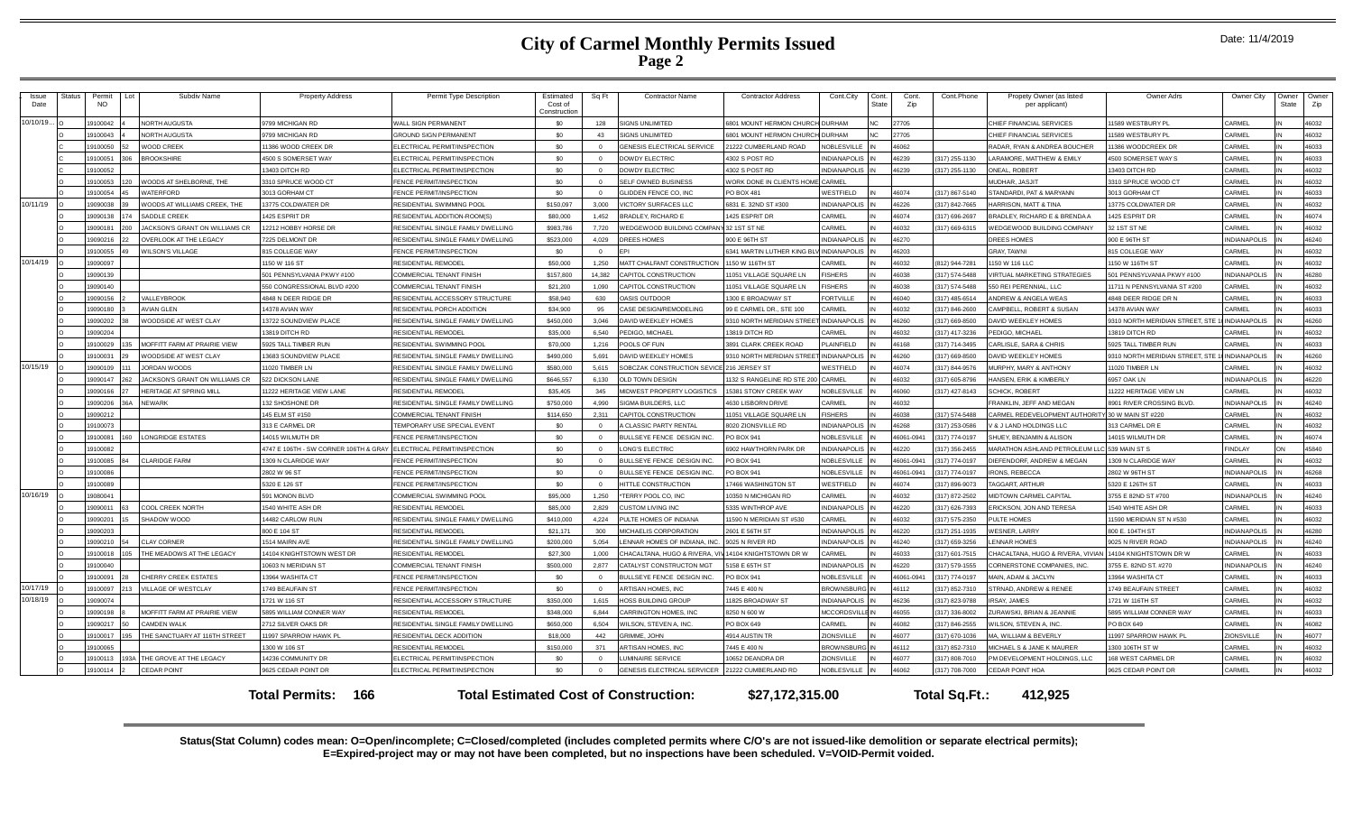# City of Carmel Monthly Permits Issued
## Page 2

Date: 11/4/2019

| Issue Date | Status | Permit NO | Lot | Subdiv Name | Property Address | Permit Type Description | Estimated Cost of Construction | Sq Ft | Contractor Name | Contractor Address | Cont.City | Cont. State | Cont. Zip | Cont.Phone | Propety Owner (as listed per applicant) | Owner Adrs | Owner City | Owner State | Owner Zip |
|---|---|---|---|---|---|---|---|---|---|---|---|---|---|---|---|---|---|---|---|
| 10/10/19... | O | 19100042 | 4 | NORTH AUGUSTA | 9799 MICHIGAN RD | WALL SIGN PERMANENT | $0 | 128 | SIGNS UNLIMITED | 6801 MOUNT HERMON CHURCH | DURHAM | NC | 27705 | | CHIEF FINANCIAL SERVICES | 11589 WESTBURY PL | CARMEL | IN | 46032 |
| | O | 19100043 | 4 | NORTH AUGUSTA | 9799 MICHIGAN RD | GROUND SIGN PERMANENT | $0 | 43 | SIGNS UNLIMITED | 6801 MOUNT HERMON CHURCH | DURHAM | NC | 27705 | | CHIEF FINANCIAL SERVICES | 11589 WESTBURY PL | CARMEL | IN | 46032 |
| | C | 19100050 | 52 | WOOD CREEK | 11386 WOOD CREEK DR | ELECTRICAL PERMIT/INSPECTION | $0 | 0 | GENESIS ELECTRICAL SERVICE | 21222 CUMBERLAND ROAD | NOBLESVILLE | IN | 46062 | | RADAR, RYAN & ANDREA BOUCHER | 11386 WOODCREEK DR | CARMEL | IN | 46033 |
| | C | 19100051 | 306 | BROOKSHIRE | 4500 S SOMERSET WAY | ELECTRICAL PERMIT/INSPECTION | $0 | 0 | DOWDY ELECTRIC | 4302 S POST RD | INDIANAPOLIS | IN | 46239 | (317) 255-1130 | LARAMORE, MATTHEW & EMILY | 4500 SOMERSET WAY S | CARMEL | IN | 46033 |
| | C | 19100052 | | | 13403 DITCH RD | ELECTRICAL PERMIT/INSPECTION | $0 | 0 | DOWDY ELECTRIC | 4302 S POST RD | INDIANAPOLIS | IN | 46239 | (317) 255-1130 | ONEAL, ROBERT | 13403 DITCH RD | CARMEL | IN | 46032 |
| | O | 19100053 | 120 | WOODS AT SHELBORNE, THE | 3310 SPRUCE WOOD CT | FENCE PERMIT/INSPECTION | $0 | 0 | SELF OWNED BUSINESS | WORK DONE IN CLIENTS HOME | CARMEL | | | | MUDHAR, JASJIT | 3310 SPRUCE WOOD CT | CARMEL | IN | 46032 |
| | O | 19100054 | 45 | WATERFORD | 3013 GORHAM CT | FENCE PERMIT/INSPECTION | $0 | 0 | GLIDDEN FENCE CO, INC | PO BOX 481 | WESTFIELD | IN | 46074 | (317) 867-5140 | STANDARDI, PAT & MARYANN | 3013 GORHAM CT | CARMEL | IN | 46033 |
| 10/11/19 | O | 19090038 | 39 | WOODS AT WILLIAMS CREEK, THE | 13775 COLDWATER DR | RESIDENTIAL SWIMMING POOL | $150,097 | 3,000 | VICTORY SURFACES LLC | 6831 E. 32ND ST #300 | INDIANAPOLIS | IN | 46226 | (317) 842-7665 | HARRISON, MATT & TINA | 13775 COLDWATER DR | CARMEL | IN | 46032 |
| | O | 19090138 | 174 | SADDLE CREEK | 1425 ESPRIT DR | RESIDENTIAL ADDITION-ROOM(S) | $80,000 | 1,452 | BRADLEY, RICHARD E | 1425 ESPRIT DR | CARMEL | IN | 46074 | (317) 696-2697 | BRADLEY, RICHARD E & BRENDA A | 1425 ESPRIT DR | CARMEL | IN | 46074 |
| | O | 19090181 | 200 | JACKSON'S GRANT ON WILLIAMS CR | 12212 HOBBY HORSE DR | RESIDENTIAL SINGLE FAMILY DWELLING | $983,786 | 7,720 | WEDGEWOOD BUILDING COMPANY | 32 1ST ST NE | CARMEL | IN | 46032 | (317) 669-6315 | WEDGEWOOD BUILDING COMPANY | 32 1ST ST NE | CARMEL | IN | 46032 |
| | O | 19090216 | 22 | OVERLOOK AT THE LEGACY | 7225 DELMONT DR | RESIDENTIAL SINGLE FAMILY DWELLING | $523,000 | 4,029 | DREES HOMES | 900 E 96TH ST | INDIANAPOLIS | IN | 46270 | | DREES HOMES | 900 E 96TH ST | INDIANAPOLIS | IN | 46240 |
| | O | 19100055 | 49 | WILSON'S VILLAGE | 815 COLLEGE WAY | FENCE PERMIT/INSPECTION | $0 | 0 | EPI | 6341 MARTIN LUTHER KING BLV | INDIANAPOLIS | IN | 46203 | | GRAY, TAWNI | 815 COLLEGE WAY | CARMEL | IN | 46032 |
| 10/14/19 | O | 19090097 | | | 1150 W 116 ST | RESIDENTIAL REMODEL | $50,000 | 1,250 | MATT CHALFANT CONSTRUCTION | 1150 W 116TH ST | CARMEL | IN | 46032 | (812) 944-7281 | 1150 W 116 LLC | 1150 W 116TH ST | CARMEL | IN | 46032 |
| | O | 19090139 | | | 501 PENNSYLVANIA PKWY #100 | COMMERCIAL TENANT FINISH | $157,800 | 14,382 | CAPITOL CONSTRUCTION | 11051 VILLAGE SQUARE LN | FISHERS | IN | 46038 | (317) 574-5488 | VIRTUAL MARKETING STRATEGIES | 501 PENNSYLVANIA PKWY #100 | INDIANAPOLIS | IN | 46280 |
| | O | 19090140 | | | 550 CONGRESSIONAL BLVD #200 | COMMERCIAL TENANT FINISH | $21,200 | 1,090 | CAPITOL CONSTRUCTION | 11051 VILLAGE SQUARE LN | FISHERS | IN | 46038 | (317) 574-5488 | 550 REI PERENNIAL, LLC | 11711 N PENNSYLVANIA ST #200 | CARMEL | IN | 46032 |
| | O | 19090156 | 2 | VALLEYBROOK | 4848 N DEER RIDGE DR | RESIDENTIAL ACCESSORY STRUCTURE | $58,940 | 630 | OASIS OUTDOOR | 1300 E BROADWAY ST | FORTVILLE | IN | 46040 | (317) 485-6514 | ANDREW & ANGELA WEAS | 4848 DEER RIDGE DR N | CARMEL | IN | 46033 |
| | O | 19090180 | 3 | AVIAN GLEN | 14378 AVIAN WAY | RESIDENTIAL PORCH ADDITION | $34,900 | 95 | CASE DESIGN/REMODELING | 99 E CARMEL DR., STE 100 | CARMEL | IN | 46032 | (317) 846-2600 | CAMPBELL, ROBERT & SUSAN | 14378 AVIAN WAY | CARMEL | IN | 46033 |
| | O | 19090202 | 38 | WOODSIDE AT WEST CLAY | 13722 SOUNDVIEW PLACE | RESIDENTIAL SINGLE FAMILY DWELLING | $450,000 | 3,046 | DAVID WEEKLEY HOMES | 9310 NORTH MERIDIAN STREET | INDIANAPOLIS | IN | 46260 | (317) 669-8500 | DAVID WEEKLEY HOMES | 9310 NORTH MERIDIAN STREET, STE 1 | INDIANAPOLIS | IN | 46260 |
| | O | 19090204 | | | 13819 DITCH RD | RESIDENTIAL REMODEL | $35,000 | 6,540 | PEDIGO, MICHAEL | 13819 DITCH RD | CARMEL | IN | 46032 | (317) 417-3236 | PEDIGO, MICHAEL | 13819 DITCH RD | CARMEL | IN | 46032 |
| | O | 19100029 | 135 | MOFFITT FARM AT PRAIRIE VIEW | 5925 TALL TIMBER RUN | RESIDENTIAL SWIMMING POOL | $70,000 | 1,216 | POOLS OF FUN | 3891 CLARK CREEK ROAD | PLAINFIELD | IN | 46168 | (317) 714-3495 | CARLISLE, SARA & CHRIS | 5925 TALL TIMBER RUN | CARMEL | IN | 46033 |
| | O | 19100031 | 29 | WOODSIDE AT WEST CLAY | 13683 SOUNDVIEW PLACE | RESIDENTIAL SINGLE FAMILY DWELLING | $490,000 | 5,691 | DAVID WEEKLEY HOMES | 9310 NORTH MERIDIAN STREET | INDIANAPOLIS | IN | 46260 | (317) 669-8500 | DAVID WEEKLEY HOMES | 9310 NORTH MERIDIAN STREET, STE 1 | INDIANAPOLIS | IN | 46260 |
| 10/15/19 | O | 19090109 | 111 | JORDAN WOODS | 11020 TIMBER LN | RESIDENTIAL SINGLE FAMILY DWELLING | $580,000 | 5,615 | SOBCZAK CONSTRUCTION SEVICE | 216 JERSEY ST | WESTFIELD | IN | 46074 | (317) 844-9576 | MURPHY, MARY & ANTHONY | 11020 TIMBER LN | CARMEL | IN | 46032 |
| | O | 19090147 | 262 | JACKSON'S GRANT ON WILLIAMS CR | 522 DICKSON LANE | RESIDENTIAL SINGLE FAMILY DWELLING | $646,557 | 6,130 | OLD TOWN DESIGN | 1132 S RANGELINE RD STE 200 | CARMEL | IN | 46032 | (317) 605-8796 | HANSEN, ERIK & KIMBERLY | 6957 OAK LN | INDIANAPOLIS | IN | 46220 |
| | O | 19090166 | 27 | HERITAGE AT SPRING MILL | 11222 HERITAGE VIEW LANE | RESIDENTIAL REMODEL | $35,405 | 345 | MIDWEST PROPERTY LOGISTICS | 15381 STONY CREEK WAY | NOBLESVILLE | IN | 46060 | (317) 427-8143 | SCHICK, ROBERT | 11222 HERITAGE VIEW LN | CARMEL | IN | 46032 |
| | O | 19090206 | 36A | NEWARK | 132 SHOSHONE DR | RESIDENTIAL SINGLE FAMILY DWELLING | $750,000 | 4,990 | SIGMA BUILDERS, LLC | 4630 LISBORN DRIVE | CARMEL | IN | 46032 | | FRANKLIN, JEFF AND MEGAN | 8901 RIVER CROSSING BLVD. | INDIANAPOLIS | IN | 46240 |
| | O | 19090212 | | | 145 ELM ST #150 | COMMERCIAL TENANT FINISH | $114,650 | 2,311 | CAPITOL CONSTRUCTION | 11051 VILLAGE SQUARE LN | FISHERS | IN | 46038 | (317) 574-5488 | CARMEL REDEVELOPMENT AUTHORITY | 30 W MAIN ST #220 | CARMEL | IN | 46032 |
| | O | 19100073 | | | 313 E CARMEL DR | TEMPORARY USE SPECIAL EVENT | $0 | 0 | A CLASSIC PARTY RENTAL | 8020 ZIONSVILLE RD | INDIANAPOLIS | IN | 46268 | (317) 253-0586 | V & J LAND HOLDINGS LLC | 313 CARMEL DR E | CARMEL | IN | 46032 |
| | O | 19100081 | 160 | LONGRIDGE ESTATES | 14015 WILMUTH DR | FENCE PERMIT/INSPECTION | $0 | 0 | BULLSEYE FENCE DESIGN INC. | PO BOX 941 | NOBLESVILLE | IN | 46061-0941 | (317) 774-0197 | SHUEY, BENJAMIN & ALISON | 14015 WILMUTH DR | CARMEL | IN | 46074 |
| | O | 19100082 | | | 4747 E 106TH - SW CORNER 106TH & GRAY | ELECTRICAL PERMIT/INSPECTION | $0 | 0 | LONG'S ELECTRIC | 6902 HAWTHORN PARK DR | INDIANAPOLIS | IN | 46220 | (317) 356-2455 | MARATHON ASHLAND PETROLEUM LLC | 539 MAIN ST S | FINDLAY | ON | 45840 |
| | O | 19100085 | 84 | CLARIDGE FARM | 1309 N CLARIDGE WAY | FENCE PERMIT/INSPECTION | $0 | 0 | BULLSEYE FENCE DESIGN INC. | PO BOX 941 | NOBLESVILLE | IN | 46061-0941 | (317) 774-0197 | DIEFENDORF, ANDREW & MEGAN | 1309 N CLARIDGE WAY | CARMEL | IN | 46032 |
| | O | 19100086 | | | 2802 W 96 ST | FENCE PERMIT/INSPECTION | $0 | 0 | BULLSEYE FENCE DESIGN INC. | PO BOX 941 | NOBLESVILLE | IN | 46061-0941 | (317) 774-0197 | IRONS, REBECCA | 2802 W 96TH ST | INDIANAPOLIS | IN | 46268 |
| | O | 19100089 | | | 5320 E 126 ST | FENCE PERMIT/INSPECTION | $0 | 0 | HITTLE CONSTRUCTION | 17466 WASHINGTON ST | WESTFIELD | IN | 46074 | (317) 896-9073 | TAGGART, ARTHUR | 5320 E 126TH ST | CARMEL | IN | 46033 |
| 10/16/19 | O | 19080041 | | | 591 MONON BLVD | COMMERCIAL SWIMMING POOL | $95,000 | 1,250 | *TERRY POOL CO, INC | 10350 N MICHIGAN RD | CARMEL | IN | 46032 | (317) 872-2502 | MIDTOWN CARMEL CAPITAL | 3755 E 82ND ST #700 | INDIANAPOLIS | IN | 46240 |
| | O | 19090011 | 63 | COOL CREEK NORTH | 1540 WHITE ASH DR | RESIDENTIAL REMODEL | $85,000 | 2,829 | CUSTOM LIVING INC | 5335 WINTHROP AVE | INDIANAPOLIS | IN | 46220 | (317) 626-7393 | ERICKSON, JON AND TERESA | 1540 WHITE ASH DR | CARMEL | IN | 46033 |
| | O | 19090201 | 15 | SHADOW WOOD | 14482 CARLOW RUN | RESIDENTIAL SINGLE FAMILY DWELLING | $410,000 | 4,224 | PULTE HOMES OF INDIANA | 11590 N MERIDIAN ST #530 | CARMEL | IN | 46032 | (317) 575-2350 | PULTE HOMES | 11590 MERIDIAN ST N #530 | CARMEL | IN | 46032 |
| | O | 19090203 | | | 800 E 104 ST | RESIDENTIAL REMODEL | $21,171 | 300 | MICHAELIS CORPORATION | 2601 E 56TH ST | INDIANAPOLIS | IN | 46220 | (317) 251-1935 | WESNER, LARRY | 800 E. 104TH ST | INDIANAPOLIS | IN | 46280 |
| | O | 19090210 | 54 | CLAY CORNER | 1514 MAIRN AVE | RESIDENTIAL SINGLE FAMILY DWELLING | $200,000 | 5,054 | LENNAR HOMES OF INDIANA, INC. | 9025 N RIVER RD | INDIANAPOLIS | IN | 46240 | (317) 659-3256 | LENNAR HOMES | 9025 N RIVER ROAD | INDIANAPOLIS | IN | 46240 |
| | O | 19100018 | 105 | THE MEADOWS AT THE LEGACY | 14104 KNIGHTSTOWN WEST DR | RESIDENTIAL REMODEL | $27,300 | 1,000 | CHACALTANA, HUGO & RIVERA, VIV | 14104 KNIGHTSTOWN DR W | CARMEL | IN | 46033 | (317) 601-7515 | CHACALTANA, HUGO & RIVERA, VIVIAN | 14104 KNIGHTSTOWN DR W | CARMEL | IN | 46033 |
| | O | 19100040 | | | 10603 N MERIDIAN ST | COMMERCIAL TENANT FINISH | $500,000 | 2,877 | CATALYST CONSTRUCTON MGT | 5158 E 65TH ST | INDIANAPOLIS | IN | 46220 | (317) 579-1555 | CORNERSTONE COMPANIES, INC. | 3755 E. 82ND ST. #270 | INDIANAPOLIS | IN | 46240 |
| | O | 19100091 | 28 | CHERRY CREEK ESTATES | 13964 WASHITA CT | FENCE PERMIT/INSPECTION | $0 | 0 | BULLSEYE FENCE DESIGN INC. | PO BOX 941 | NOBLESVILLE | IN | 46061-0941 | (317) 774-0197 | MAIN, ADAM & JACLYN | 13964 WASHITA CT | CARMEL | IN | 46033 |
| 10/17/19 | O | 19100097 | 213 | VILLAGE OF WESTCLAY | 1749 BEAUFAIN ST | FENCE PERMIT/INSPECTION | $0 | 0 | ARTISAN HOMES, INC | 7445 E 400 N | BROWNSBURG | IN | 46112 | (317) 852-7310 | STRNAD, ANDREW & RENEE | 1749 BEAUFAIN STREET | CARMEL | IN | 46032 |
| 10/18/19 | O | 19090074 | | | 1721 W 116 ST | RESIDENTIAL ACCESSORY STRUCTURE | $350,000 | 1,615 | HOSS BUILDING GROUP | 11825 BROADWAY ST | INDIANAPOLIS | IN | 46236 | (317) 823-9788 | IRSAY, JAMES | 1721 W 116TH ST | CARMEL | IN | 46032 |
| | O | 19090198 | 8 | MOFFITT FARM AT PRAIRIE VIEW | 5895 WILLIAM CONNER WAY | RESIDENTIAL REMODEL | $348,000 | 6,844 | CARRINGTON HOMES, INC | 8250 N 600 W | MCCORDSVILLE | IN | 46055 | (317) 336-8002 | ZURAWSKI, BRIAN & JEANNIE | 5895 WILLIAM CONNER WAY | CARMEL | IN | 46033 |
| | O | 19090217 | 50 | CAMDEN WALK | 2712 SILVER OAKS DR | RESIDENTIAL SINGLE FAMILY DWELLING | $650,000 | 6,504 | WILSON, STEVEN A, INC. | PO BOX 649 | CARMEL | IN | 46082 | (317) 846-2555 | WILSON, STEVEN A, INC. | PO BOX 649 | CARMEL | IN | 46082 |
| | O | 19100017 | 195 | THE SANCTUARY AT 116TH STREET | 11997 SPARROW HAWK PL | RESIDENTIAL DECK ADDITION | $18,000 | 442 | GRIMME, JOHN | 4914 AUSTIN TR | ZIONSVILLE | IN | 46077 | (317) 670-1036 | MA, WILLIAM & BEVERLY | 11997 SPARROW HAWK PL | ZIONSVILLE | IN | 46077 |
| | O | 19100065 | | | 1300 W 106 ST | RESIDENTIAL REMODEL | $150,000 | 371 | ARTISAN HOMES, INC | 7445 E 400 N | BROWNSBURG | IN | 46112 | (317) 852-7310 | MICHAEL S & JANE K MAURER | 1300 106TH ST W | CARMEL | IN | 46032 |
| | O | 19100113 | 193A | THE GROVE AT THE LEGACY | 14236 COMMUNITY DR | ELECTRICAL PERMIT/INSPECTION | $0 | 0 | LUMINAIRE SERVICE | 10652 DEANDRA DR | ZIONSVILLE | IN | 46077 | (317) 808-7010 | PM DEVELOPMENT HOLDINGS, LLC | 168 WEST CARMEL DR | CARMEL | IN | 46032 |
| | O | 19100114 | 2 | CEDAR POINT | 9625 CEDAR POINT DR | ELECTRICAL PERMIT/INSPECTION | $0 | 0 | GENESIS ELECTRICAL SERVICES | 21222 CUMBERLAND RD | NOBLESVILLE | IN | 46062 | (317) 708-7000 | CEDAR POINT HOA | 9625 CEDAR POINT DR | CARMEL | IN | 46032 |

**Total Permits: 166** **Total Estimated Cost of Construction: $27,172,315.00** **Total Sq.Ft.: 412,925**

**Status(Stat Column) codes mean: O=Open/incomplete; C=Closed/completed (includes completed permits where C/O's are not issued-like demolition or separate electrical permits); E=Expired-project may or may not have been completed, but no inspections have been scheduled. V=VOID-Permit voided.**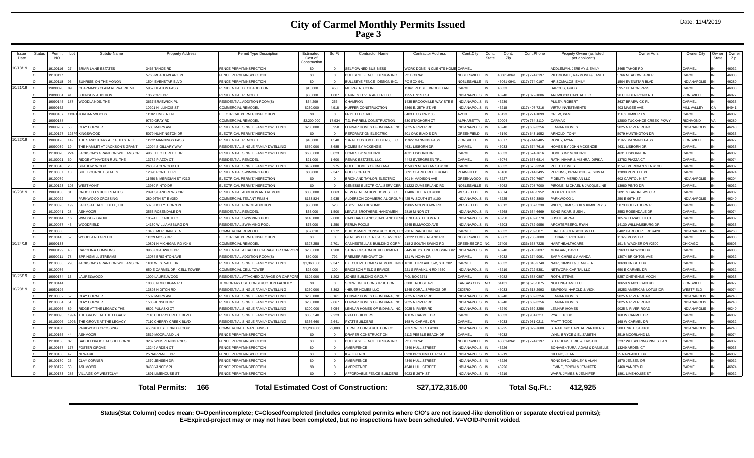# City of Carmel Monthly Permits Issued
## Page 3

Date: 11/4/2019

| Issue Date | Status | Permit NO | Lot | Subdiv Name | Property Address | Permit Type Description | Estimated Cost of Construction | Sq Ft | Contractor Name | Contractor Address | Cont.City | Cont. State | Cont. Zip | Cont.Phone | Propety Owner (as listed per applicant) | Owner Adrs | Owner City | Owner State | Owner Zip |
|---|---|---|---|---|---|---|---|---|---|---|---|---|---|---|---|---|---|---|---|
| 10/18/19... | O | 19100116 | 27 | BRIAR LANE ESTATES | 3465 TAHOE RD | FENCE PERMIT/INSPECTION | $0 | 0 | SELF OWNED BUSINESS | WORK DONE IN CLIENTS HOME | CARMEL | | | | ADDLEMAN, JEREMY & EMILY | 3465 TAHOE RD | CARMEL | IN | 46032 |
| | O | 19100117 | | | 5766 MEADOWLARK PL | FENCE PERMIT/INSPECTION | $0 | 0 | BULLSEYE FENCE DESIGN INC. | PO BOX 941 | NOBLESVILLE | IN | 46061-0941 | (317) 774-0197 | PIEDMONTE, RAYMOND & JANET | 5766 MEADOWLARK PL | CARMEL | IN | 46033 |
| | O | 19100118 | 96 | SUNRISE ON THE MONON | 1504 EVENSTAR BLVD | FENCE PERMIT/INSPECTION | $0 | 0 | BULLSEYE FENCE DESIGN INC. | PO BOX 941 | NOBLESVILLE | IN | 46061-0941 | (317) 774-0197 | HRISOMALOS, EMILY | 1504 EVENSTAR BLVD | INDIANAPOLIS | IN | 46280 |
| 10/21/19 | O | 19090020 | 89 | CHAPMAN'S CLAIM AT PRAIRIE VIE | 5957 HEATON PASS | RESIDENTIAL DECK ADDITION | $15,000 | 450 | METZGER, COLIN | 11841 PEBBLE BROOK LANE | CARMEL | IN | 46033 | | BARCUS, GREG | 5957 HEATON PASS | CARMEL | IN | 46033 |
| | O | 19090061 | 41 | JOHNSON ADDITION | 136 YORK DR | RESIDENTIAL REMODEL | $60,000 | 1,887 | EARNEST EVER AFTER LLC | 1255 E 91ST ST | INDIANAPOLIS | IN | 46240 | (317) 372-1006 | ARCWOOD CAPITAL LLC | 90 CLIFDEN POND RD | ZIONSVILLE | IN | 46077 |
| | O | 19090145 | 187 | WOODLANDS, THE | 3637 BRAEWICK PL | RESIDENTIAL ADDITION-ROOM(S) | $54,299 | 256 | CHAMPION | 1435 BROOKVILLE WAY STE E | INDIANAPOLIS | IN | 46239 | | PLILEY, ROBERT | 3637 BRAEWICK PL | CARMEL | IN | 46033 |
| | O | 19090162 | | | 10201 N ILLINOIS ST | COMMERCIAL REMODEL | $230,000 | 4,918 | HUFFER CONSTRUCTION | 5860 E. 25TH ST. #E | INDIANAPOLIS | IN | 46218 | (317) 407-7216 | VIRTU INVESTMENTS | 403 MAGEE AVE | MILL VALLEY | CA | 94941 |
| | O | 19090187 | 113PT | JORDAN WOODS | 11102 TIMBER LN | ELECTRICAL PERMIT/INSPECTION | $0 | 0 | FRYE ELECTRIC | 8403 E US HWY 36 | AVON | IN | 46123 | (317) 271-1099 | CREW, PAM | 11102 TIMBER LN | CARMEL | IN | 46032 |
| | O | 19090188 | | | 9750 GRAY RD | COMMERCIAL REMODEL | $2,200,000 | 17,934 | T.D. FARRELL CONSTRUCTION | 530 STAGHORN CT | ALPHARETTA | GA | 30004 | (770) 754-3110 | CARMAX | 12800 TUCKAHOE CREEK PKWY | RICHMOND | VA | 46280 |
| | O | 19090207 | 53 | CLAY CORNER | 1508 MAIRN AVE | RESIDENTIAL SINGLE FAMILY DWELLING | $200,000 | 5,958 | LENNAR HOMES OF INDIANA, INC. | 9025 N RIVER RD | INDIANAPOLIS | IN | 46240 | (317) 659-3256 | LENNAR HOMES | 9025 N RIVER ROAD | INDIANAPOLIS | IN | 46240 |
| | O | 19100127 | 125PT | KINGSWOOD | 5079 HUNTINGTON DR | ELECTRICAL PERMIT/INSPECTION | $0 | 0 | REFORMATION ELECTRIC | 501 OAK BLVD S DR | GREENFIELD | IN | 46140 | (317) 643-1952 | ARNOLD, TONY | 5079 HUNTINGTON DR | CARMEL | IN | 46033 |
| 10/22/19 | O | 19080126 | 142 | THE SANCTUARY AT 116TH STREET | 11922 MANNINGS PASS | RESIDENTIAL REMODEL | $43,000 | 1,540 | *GRAE CUSTOM BUILDERS, LLC | 11922 MANNING PASS | ZIONSVILLE | IN | 46077 | (765) 744-9485 | RONEY, RYAN | 11922 MANNINGS PASS | ZIONSVILLE | IN | 46077 |
| | O | 19090039 | 19 | THE HAMLET AT JACKSON'S GRANT | 12094 SIGILLARY WAY | RESIDENTIAL SINGLE FAMILY DWELLING | $550,000 | 3,685 | HOMES BY MCKENZIE | 4631 LISBORN DR | CARMEL | IN | 46033 | (317) 574-7616 | HOMES BY JOHN MCKENZIE | 4631 LISBORN DR. | CARMEL | IN | 46033 |
| | O | 19100020 | 224 | JACKSON'S GRANT ON WILLIAMS CR | 496 ELLIOT CREEK DR | RESIDENTIAL SINGLE FAMILY DWELLING | $600,000 | 3,823 | HOMES BY MCKENZIE | 4631 LISBORN DR | CARMEL | IN | 46033 | (317) 574-7616 | HOMES BY MCKENZIE | 4631 LISBORN DR | CARMEL | IN | 46032 |
| | O | 19100021 | 60 | RIDGE AT HAYDEN RUN, THE | 13782 PIAZZA CT | RESIDENTIAL REMODEL | $21,000 | 1,600 | REMAK ESTATES, LLC | 4442 EVERGREEN TRL | CARMEL | IN | 46074 | (317) 657-6814 | RATH, NIHAR & MISHRA, DIPIKA | 13782 PIAZZA CT | CARMEL | IN | 46074 |
| | O | 19100048 | 23 | SHADOW WOOD | 2605 LACEWOOD CT | RESIDENTIAL SINGLE FAMILY DWELLING | $437,000 | 5,975 | PULTE HOMES OF INDIANA | 11590 N MERIDIAN ST #530 | CARMEL | IN | 46032 | (317) 575-2350 | PULTE HOMES | 11590 MERIDIAN ST N #530 | CARMEL | IN | 46032 |
| | O | 19100067 | 10 | SHELBOURNE ESTATES | 12898 PONTELL PL | RESIDENTIAL SWIMMING POOL | $80,000 | 2,347 | POOLS OF FUN | 3891 CLARK CREEK ROAD | PLAINFIELD | IN | 46168 | (317) 714-3495 | PERKINS, BRANDON S & LYNN M | 12898 PONTELL PL | CARMEL | IN | 46074 |
| | O | 19100079 | | | 11450 N MERIDIAN ST #212 | ELECTRICAL PERMIT/INSPECTION | $0 | 0 | BRICK AND TAYLOR ELECTRIC | 801 N MADISON AVE | GREENWOOD | IN | 46227 | (317) 760-7607 | FIDELITY MERIDIAN LLC | 602 CAPITOL N ST | INDIANAPOLIS | IN | 46204 |
| | O | 19100123 | 105 | WESTMONT | 13980 PINTO DR | ELECTRICAL PERMIT/INSPECTION | $0 | 0 | GENESIS ELECTRICAL SERVICER | 21222 CUMBERLAND RD | NOBLESVILLE | IN | 46062 | (317) 708-7000 | PIRONE, MICHAEL & JACQUELINE | 13980 PINTO DR | CARMEL | IN | 46032 |
| 10/23/19 | O | 19090130 | 31 | CROOKED STICK ESTATES | 2091 ST ANDREWS CIR | RESIDENTIAL ADDITION AND REMODEL | $300,000 | 1,063 | NEW GENERATION HOMES LLC | 17406 TILLER CT #800 | WESTFIELD | IN | 46074 | (317) 440-5952 | ROBERT HICKS | 2091 ST ANDREWS CIR | CARMEL | IN | 46032 |
| | O | 19100022 | | PARKWOOD CROSSING | 280 96TH ST E #350 | COMMERCIAL TENANT FINISH | $133,824 | 2,935 | ALDERSON COMMERCIAL GROUP II | 425 W SOUTH ST #100 | INDIANAPOLIS | IN | 46225 | (317) 889-3800 | PARKWOOD 1 | 250 E 96TH ST | INDIANAPOLIS | IN | 46240 |
| | O | 19100026 | 199 | LAKES AT HAZEL DELL, THE | 5873 HOLLYTHORN PL | RESIDENTIAL PORCH ADDITION | $50,000 | 520 | ABOVE AND BEYOND | 19865 MOONTOWN RD | WESTFIELD | IN | 46012 | (317) 867-5230 | WILEY, JAMES G III & KIMBERLY S | 5873 HOLLYTHORN PL | CARMEL | IN | 46033 |
| | O | 19100041 | 28 | ASHMOOR | 3553 ROSENDALE DR | RESIDENTIAL REMODEL | $35,000 | 1,500 | LEIVA'S BROTHERS HANDYMEN | 2819 MINOR CT | INDIANAPOLIS | IN | 46268 | (317) 654-6669 | SONGIRKAR, SUSHIL | 3553 ROSENDALE DR | CARMEL | IN | 46074 |
| | O | 19100044 | 16 | WINDSOR GROVE | 10574 ELIZABETH CT | RESIDENTIAL SWIMMING POOL | $140,000 | 2,000 | CAPEHART LANDSCAPE AND DESIG | 8070 CASTLETON RD | INDIANAPOLIS | IN | 46250 | (317) 439-0778 | JOSHI, SAPNA | 10574 ELIZABETH CT | CARMEL | IN | 46032 |
| | O | 19100057 | 43 | WOODFIELD | 14130 WILLIAMSBURG DR | RESIDENTIAL SWIMMING POOL | $75,000 | 1,250 | PERMA POOLS | 5245 ELMWOOD AVE | INDIANAPOLIS | IN | 46203 | (317) 782-9956 | ARCHTERBERG, RYAN | 14130 WILLIAMSBURG DR | CARMEL | IN | 46033 |
| | O | 19100060 | | | 13430 MERIDIAN ST N | COMMERCIAL REMODEL | $57,810 | 1,272 | BUILDSMART CONSTRUCTION, LLC | 230 N RANGELINE RD | CARMEL | IN | 46032 | (317) 289-5871 | LHRET ASCENSION SV LLC | 8402 HARCOURT RD #420 | INDIANAPOLIS | IN | 46260 |
| | O | 19100143 | 52 | WOODLAND GREEN | 11329 MOSS DR | ELECTRICAL PERMIT/INSPECTION | $0 | 0 | GENESIS ELECTRICAL SERVICER | 21222 CUMBERLAND RD | NOBLESVILLE | IN | 46062 | (317) 708-7000 | LEONARD, RICHARD | 11329 MOSS DR | CARMEL | IN | 46033 |
| 10/24/19 | O | 19090133 | | | 10801 N MICHIGAN RD #240 | COMMERCIAL REMODEL | $327,258 | 2,701 | CANNESTELLAS BUILDING CORP | 218-2 SOUTH SWING RD | GREENSBORO | NC | 27409 | (336) 668-7228 | HART HEALTHCARE | 191 N WACKER DR #2500 | CHICAGO | IL | 60606 |
| | O | 19090199 | 43 | CAROLINA COMMONS | 3963 CHADWICK DR | RESIDENTIAL ATTACHED GARAGE OR CARPORT | $200,000 | 1,200 | STORY CUSTOM DEVELOPMENT | 8445 KEYSTONE CROSSING #25 | INDIANAPOLIS | IN | 46240 | (317) 710-2837 | MORGAN, DAVID | 3963 CHADWICK DR | CARMEL | IN | 46033 |
| | O | 19090211 | 78 | SPRINGMILL STREAMS | 13074 BRIGHTON AVE | RESIDENTIAL ADDITION-ROOM(S) | $80,000 | 792 | PREMIER RENOVATION | 121 WINONA DR | CARMEL | IN | 46032 | (317) 374-9091 | SAPP, CHRIS & AMANDA | 13074 BRIGHTON AVE | CARMEL | IN | 46032 |
| | O | 19100056 | 298 | JACKSON'S GRANT ON WILLIAMS CR | 1180 WESTVALE DR | RESIDENTIAL SINGLE FAMILY DWELLING | $1,360,000 | 9,347 | EXECUTIVE HOMES REMODELING I | 1010 THIRD AVE SW, STE 202 | CARMEL | IN | 46032 | (317) 843-2740 | NAIR, GIRISH & JENNIFER | 10638 KNIGHT DR | CARMEL | IN | 46032 |
| | O | 19100076 | | | 650 E CARMEL DR - CELL TOWER | COMMERCIAL CELL TOWER | $25,000 | 100 | ERICSSON FIELD SERVICE | 221 S FRANKLIN RD #650 | INDIANAPOLIS | IN | 46219 | (217) 722-5381 | NETWORK CAPITAL LLC | 650 E CARMEL DR | CARMEL | IN | 46032 |
| 10/25/19 | O | 19090174 | 13 | LAURELWOOD | 1009 LAURELWOOD | RESIDENTIAL ATTACHED GARAGE OR CARPORT | $102,000 | 1,202 | JONES BUILDING GROUP | P.O. BOX 3741 | CARMEL | IN | 46082 | (317) 538-0887 | ROTH, STEVE | 5257 CHEYENNE MOON | CARMEL | IN | 46033 |
| | O | 19100144 | | | 10800 N MICHIGAN RD | TEMPORARY USE CONSTRUCTION FACILITY | $0 | 0 | SCHWEIGER CONSTRUCTION | 8300 TROOST AVE | KANSAS CITY | MO | 64131 | (816) 523-5875 | NOTTINGHAM, LLC | 10650 N MICHIGAN RD | ZIONSVILLE | IN | 46077 |
| 10/28/19 | O | 19050196 | | | 13893 N DITCH RD | RESIDENTIAL SINGLE FAMILY DWELLING | $260,000 | 3,392 | *HEUER HOMES LLC | 1245 CORAL SPRINGS DR | CICERO | IN | 46033 | (317) 518-2993 | SIMPSON, HAROLD & VICKI | 15253 AMERICAN LOTUS DR | WESTFIELD | IN | 46074 |
| | O | 19100032 | 52 | CLAY CORNER | 1502 MAIRN AVE | RESIDENTIAL SINGLE FAMILY DWELLING | $200,000 | 6,161 | LENNAR HOMES OF INDIANA, INC. | 9025 N RIVER RD | INDIANAPOLIS | IN | 46240 | (317) 659-3256 | LENNAR HOMES | 9025 N RIVER ROAD | INDIANAPOLIS | IN | 46240 |
| | O | 19100064 | 51 | CLAY CORNER | 1503 JENSEN DR | RESIDENTIAL SINGLE FAMILY DWELLING | $200,000 | 2,867 | LENNAR HOMES OF INDIANA, INC. | 9025 N RIVER RD | INDIANAPOLIS | IN | 46240 | (317) 659-3256 | LENNAR HOMES | 9025 N RIVER ROAD | INDIANAPOLIS | IN | 46240 |
| | O | 19100066 | 89 | RIDGE AT THE LEGACY, THE | 6802 PULASKI CT | RESIDENTIAL SINGLE FAMILY DWELLING | $200,000 | 6,054 | LENNAR HOMES OF INDIANA, INC. | 9025 N RIVER RD | INDIANAPOLIS | IN | 46240 | (317) 659-3256 | LENNAR HOMES | 9025 N RIVER ROAD | INDIANAPOLIS | IN | 46240 |
| | O | 19100095 | 199A | THE GROVE AT THE LEGACY | 7116 CHERRY CREEK BLVD | RESIDENTIAL SINGLE FAMILY DWELLING | $356,540 | 2,223 | PYATT BUILDERS | 168 W CARMEL DR | CARMEL | IN | 46033 | (317) 981-0211 | PYATT, TODD | 168 W CARMEL DR | CARMEL | IN | 46032 |
| | O | 19100096 | 199B | THE GROVE AT THE LEGACY | 7110 CHERRY CREEK BLVD | RESIDENTIAL SINGLE FAMILY DWELLING | $336,660 | 2,641 | PYATT BUILDERS | 168 W CARMEL DR | CARMEL | IN | 46033 | (317) 981-0211 | PYATT, TODD | 168 W CARMEL DR | CARMEL | IN | 46032 |
| | O | 19100108 | | PARKWOOD CROSSING | 450 96TH ST E 3RD FLOOR | COMMERCIAL TENANT FINISH | $1,200,000 | 22,000 | TURNER CONSTRUCTION CO. | 733 S WEST ST #200 | INDIANAPOLIS | IN | 46225 | (317) 829-7600 | STRATEGIC CAPITAL PARTNERS | 280 E 96TH ST #160 | INDIANAPOLIS | IN | 46240 |
| | O | 19100165 | 44 | ASHMOOR | 3519 MOORLAND LN | FENCE PERMIT/INSPECTION | $0 | 0 | DRAPER CONSTRUCTION | 2113 PEBBLE BEACH DR | CARMEL | IN | 46032 | | LYNN, BRYCE & ELIZABETH | 3519 MOORLAND LN | CARMEL | IN | 46074 |
| | O | 19100166 | 37 | SADDLEBROOK AT SHELBORNE | 3237 WHISPERING PNES | FENCE PERMIT/INSPECTION | $0 | 0 | BULLSEYE FENCE DESIGN INC. | PO BOX 941 | NOBLESVILLE | IN | 46061-0941 | (317) 774-0197 | STEPHENS, ERIC & KRISTIN | 3237 WHISPERING PINES LAN | CARMEL | IN | 46032 |
| | O | 19100167 | 177 | FOSTER GROVE | 13249 ARDEN CT | FENCE PERMIT/INSPECTION | $0 | 0 | AMERIFENCE | 4340 HULL STREET | INDIANAPOLIS | IN | 46226 | | BONAVENTURA, ADAM & DANIELLE | 13249 ARDEN CT | CARMEL | IN | 46033 |
| | O | 19100168 | 42 | NEWARK | 25 NAPPANEE DR | FENCE PERMIT/INSPECTION | $0 | 0 | K & K FENCE | 6920 BROOKVILLE ROAD | INDIANAPOLIS | IN | 46219 | | GILENO, JEAN | 25 NAPPANEE DR | CARMEL | IN | 46032 |
| | O | 19100170 | 26 | CLAY CORNER | 1570 JENSEN DR | FENCE PERMIT/INSPECTION | $0 | 0 | AMERIFENCE | 4340 HULL STREET | INDIANAPOLIS | IN | 46226 | | RONCEVIC, ASHLEY & ALAN | 1570 JENSEN DR | CARMEL | IN | 46032 |
| | O | 19100172 | 50 | ASHMOOR | 3460 YANCEY PL | FENCE PERMIT/INSPECTION | $0 | 0 | AMERIFENCE | 4340 HULL STREET | INDIANAPOLIS | IN | 46226 | | LEVINE, BRION & JENNIFER | 3460 YANCEY PL | CARMEL | IN | 46074 |
| | O | 19100173 | 285 | VILLAGE OF WESTCLAY | 1891 LIMEHOUSE ST | FENCE PERMIT/INSPECTION | $0 | 0 | AFFORDABLE FENCE BUILDERS | 6023 E 26TH ST | INDIANAPOLIS | IN | 46219 | | WARR, JAMES & JENNIFER | 1891 LIMEHOUSE ST | CARMEL | IN | 46032 |

**Total Permits: 166 Total Estimated Cost of Construction: $27,172,315.00 Total Sq.Ft.: 412,925**

**Status(Stat Column) codes mean: O=Open/incomplete; C=Closed/completed (includes completed permits where C/O's are not issued-like demolition or separate electrical permits); E=Expired-project may or may not have been completed, but no inspections have been scheduled. V=VOID-Permit voided.**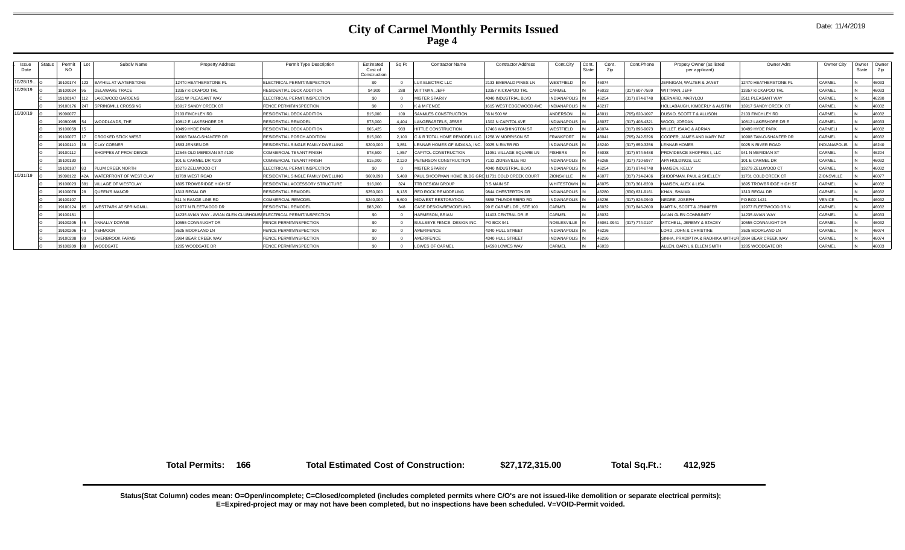# City of Carmel Monthly Permits Issued
## Page 4

Date: 11/4/2019

| Issue Date | Status | Permit NO | Lot | Subdiv Name | Property Address | Permit Type Description | Estimated Cost of Construction | Sq Ft | Contractor Name | Contractor Address | Cont.City | Cont. State | Cont. Zip | Cont.Phone | Propety Owner (as listed per applicant) | Owner Adrs | Owner City | Owner State | Owner Zip |
|---|---|---|---|---|---|---|---|---|---|---|---|---|---|---|---|---|---|---|---|
| 10/28/19... | O | 19100174 | 123 | BAYHILL AT WATERSTONE | 12470 HEATHERSTONE PL | ELECTRICAL PERMIT/INSPECTION | $0 | 0 | LUX ELECTRIC LLC | 2133 EMERALD PINES LN | WESTFIELD | IN | 46074 | | JERNIGAN, WALTER & JANET | 12470 HEATHERSTONE PL | CARMEL | IN | 46033 |
| 10/29/19 | O | 19100024 | 95 | DELAWARE TRACE | 13357 KICKAPOO TRL | RESIDENTIAL DECK ADDITION | $4,900 | 288 | WITTMAN, JEFF | 13357 KICKAPOO TRL | CARMEL | IN | 46033 | (317) 607-7599 | WITTMAN, JEFF | 13357 KICKAPOO TRL | CARMEL | IN | 46033 |
| | C | 19100147 | 112 | LAKEWOOD GARDENS | 2511 W PLEASANT WAY | ELECTRICAL PERMIT/INSPECTION | $0 | 0 | MISTER SPARKY | 4040 INDUSTRIAL BLVD | INDIANAPOLIS | IN | 46254 | (317) 874-8748 | BERNARD, MARYLOU | 2511 PLEASANT WAY | CARMEL | IN | 46280 |
| | O | 19100176 | 247 | SPRINGMILL CROSSING | 13917 SANDY CREEK CT | FENCE PERMIT/INSPECTION | $0 | 0 | K & M FENCE | 1615 WEST EDGEWOOD AVE | INDIANAPOLIS | IN | 46217 | | HOLLABAUGH, KIMBERLY & AUSTIN | 13917 SANDY CREEK CT | CARMEL | IN | 46032 |
| 10/30/19 | O | 19090077 | | | 2103 FINCHLEY RD | RESIDENTIAL DECK ADDITION | $15,000 | 100 | SANMLES CONSTRUCTION | 56 N 500 W | ANDERSON | IN | 46011 | (765) 620-1097 | DUSKO, SCOTT T & ALLISON | 2103 FINCHLEY RD | CARMEL | IN | 46032 |
| | O | 19090085 | 54 | WOODLANDS, THE | 10812 E LAKESHORE DR | RESIDENTIAL REMODEL | $73,000 | 4,404 | LANGEBARTELS, JESSE | 1302 N CAPITOL AVE | INDIANAPOLIS | IN | 46037 | (317) 408-4321 | WOOD, JORDAN | 10812 LAKESHORE DR E | CARMEL | IN | 46033 |
| | O | 19100059 | 15 | | 10499 HYDE PARK | RESIDENTIAL DECK ADDITION | $65,425 | 933 | HITTLE CONSTRUCTION | 17466 WASHINGTON ST | WESTFIELD | IN | 46074 | (317) 896-9073 | WILLET, ISAAC & ADRIAN | 10499 HYDE PARK | CARMELI | IN | 46032 |
| | O | 19100077 | 17 | CROOKED STICK WEST | 10908 TAM-O-SHANTER DR | RESIDENTIAL PORCH ADDITION | $15,000 | 2,100 | C & R TOTAL HOME REMODEL LLC | 1258 W MORRISON ST | FRANKFORT | IN | 46041 | (765) 242-5296 | COOPER, JAMES AND MARY PAT | 10908 TAM-O-SHANTER DR | CARMEL | IN | 46032 |
| | O | 19100110 | 38 | CLAY CORNER | 1563 JENSEN DR | RESIDENTIAL SINGLE FAMILY DWELLING | $200,000 | 3,851 | LENNAR HOMES OF INDIANA, INC. | 9025 N RIVER RD | INDIANAPOLIS | IN | 46240 | (317) 659-3256 | LENNAR HOMES | 9025 N RIVER ROAD | INDIANAPOLIS | IN | 46240 |
| | O | 19100112 | | SHOPPES AT PROVIDENCE | 12545 OLD MERIDIAN ST #130 | COMMERCIAL TENANT FINISH | $78,500 | 1,857 | CAPITOL CONSTRUCTION | 11051 VILLAGE SQUARE LN | FISHERS | IN | 46038 | (317) 574-5488 | PROVIDENCE SHOPPES I, LLC | 941 N MERIDIAN ST | CARMEL | IN | 46204 |
| | O | 19100130 | | | 101 E CARMEL DR #100 | COMMERCIAL TENANT FINISH | $15,000 | 2,120 | PETERSON CONSTRUCTION | 7132 ZIONSVILLE RD | INDIANAPOLIS | IN | 46268 | (317) 710-6977 | APA HOLDINGS, LLC | 101 E CARMEL DR | CARMEL | IN | 46032 |
| | C | 19100187 | 83 | PLUM CREEK NORTH | 13279 ZELLWOOD CT | ELECTRICAL PERMIT/INSPECTION | $0 | 0 | MISTER SPARKY | 4040 INDUSTRIAL BLVD | INDIANAPOLIS | IN | 46254 | (317) 874-8748 | HANSEN, KELLY | 13279 ZELLWOOD CT | CARMEL | IN | 46032 |
| 10/31/19 | O | 19090122 | 42A | WATERFRONT OF WEST CLAY | 11789 WEST ROAD | RESIDENTIAL SINGLE FAMILY DWELLING | $609,098 | 5,489 | PAUL SHOOPMAN HOME BLDG GRO | 11731 COLD CREEK COURT | ZIONSVILLE | IN | 46077 | (317) 714-2406 | SHOOPMAN, PAUL & SHELLEY | 11731 COLD CREEK CT | ZIONSVILLE | IN | 46077 |
| | O | 19100023 | 381 | VILLAGE OF WESTCLAY | 1895 TROWBRIDGE HIGH ST | RESIDENTIAL ACCESSORY STRUCTURE | $16,000 | 324 | TTB DESIGN GROUP | 3 S MAIN ST | WHITESTOWN | IN | 46075 | (317) 361-8200 | HANSEN, ALEX & LISA | 1895 TROWBRIDGE HIGH ST | CARMEL | IN | 46032 |
| | O | 19100078 | 28 | QUEEN'S MANOR | 1313 REGAL DR | RESIDENTIAL REMODEL | $250,000 | 8,135 | RED ROCK REMODELING | 9844 CHESTERTON DR | INDIANAPOLIS | IN | 46280 | (630) 631-9161 | KHAN, SHAIMA | 1313 REGAL DR | CARMEL | IN | 46032 |
| | O | 19100107 | | | 511 N RANGE LINE RD | COMMERCIAL REMODEL | $240,000 | 6,600 | MIDWEST RESTORATION | 5858 THUNDERBIRD RD | INDIANAPOLIS | IN | 46236 | (317) 826-0940 | NEGRE, JOSEPH | PO BOX 1421 | VENICE | FL | 46032 |
| | O | 19100124 | 65 | WESTPARK AT SPRINGMILL | 12977 N FLEETWOOD DR | RESIDENTIAL REMODEL | $83,200 | 348 | CASE DESIGN/REMODELING | 99 E CARMEL DR., STE 100 | CARMEL | IN | 46032 | (317) 846-2600 | MARTIN, SCOTT & JENNIFER | 12977 FLEETWOOD DR N | CARMEL | IN | 46032 |
| | O | 19100181 | | | 14235 AVIAN WAY - AVIAN GLEN CLUBHOUSE | ELECTRICAL PERMIT/INSPECTION | $0 | 0 | HARMESON, BRIAN | 11403 CENTRAL DR. E | CARMEL | IN | 46032 | | AVIAN GLEN COMMUNITY | 14235 AVIAN WAY | CARMEL | IN | 46033 |
| | O | 19100205 | 45 | ANNALLY DOWNS | 10555 CONNAUGHT DR | FENCE PERMIT/INSPECTION | $0 | 0 | BULLSEYE FENCE DESIGN INC. | PO BOX 941 | NOBLESVILLE | IN | 46061-0941 | (317) 774-0197 | MITCHELL, JEREMY & STACEY | 10555 CONNAUGHT DR | CARMEL | IN | 46032 |
| | O | 19100206 | 43 | ASHMOOR | 3525 MOORLAND LN | FENCE PERMIT/INSPECTION | $0 | 0 | AMERIFENCE | 4340 HULL STREET | INDIANAPOLIS | IN | 46226 | | LORD, JOHN & CHRISTINE | 3525 MOORLAND LN | CARMEL | IN | 46074 |
| | O | 19100208 | 89 | OVERBROOK FARMS | 3984 BEAR CREEK WAY | FENCE PERMIT/INSPECTION | $0 | 0 | AMERIFENCE | 4340 HULL STREET | INDIANAPOLIS | IN | 46226 | | SINHA, PRADIPTYA & RADHIKA MATHUR | 3984 BEAR CREEK WAY | CARMEL | IN | 46074 |
| | O | 19100209 | 88 | WOODGATE | 1285 WOODGATE DR | FENCE PERMIT/INSPECTION | $0 | 0 | LOWES OF CARMEL | 14598 LOWES WAY | CARMEL | IN | 46033 | | ALLEN, DARYL & ELLEN SMITH | 1285 WOODGATE DR | CARMEL | IN | 46033 |

**Total Permits: 166** **Total Estimated Cost of Construction: $27,172,315.00** **Total Sq.Ft.: 412,925**

**Status(Stat Column) codes mean: O=Open/incomplete; C=Closed/completed (includes completed permits where C/O's are not issued-like demolition or separate electrical permits); E=Expired-project may or may not have been completed, but no inspections have been scheduled. V=VOID-Permit voided.**